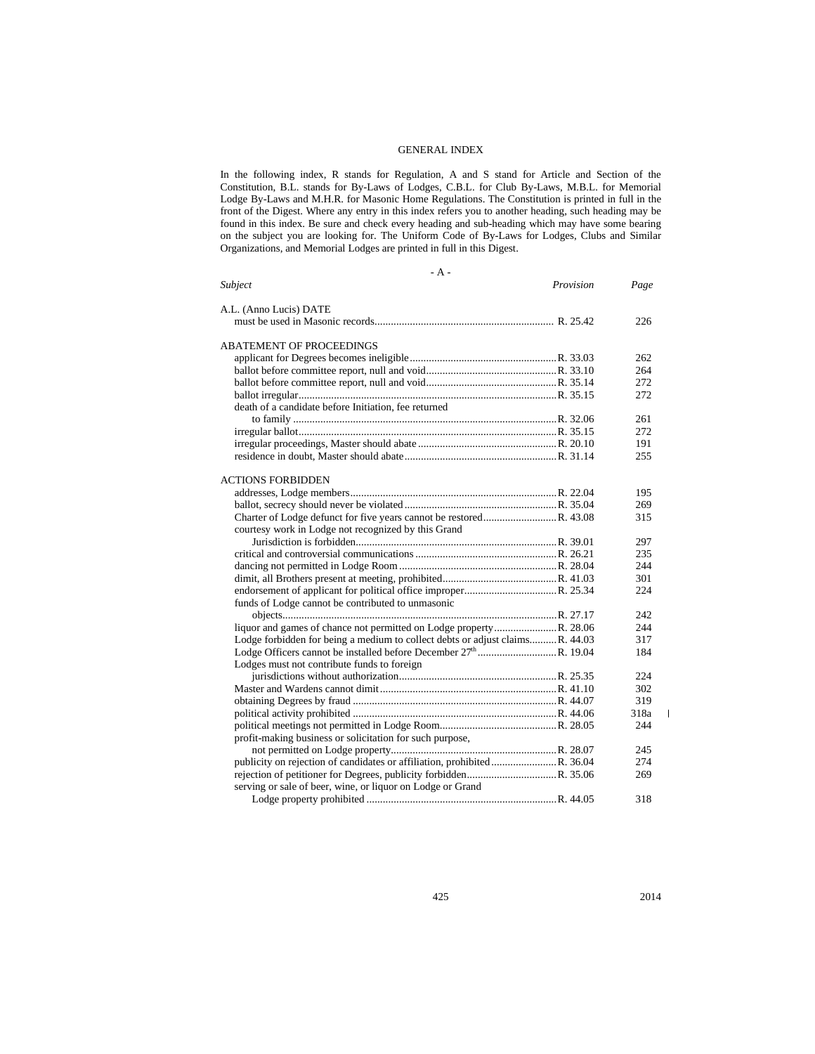# GENERAL INDEX

In the following index, R stands for Regulation, A and S stand for Article and Section of the Constitution, B.L. stands for By-Laws of Lodges, C.B.L. for Club By-Laws, M.B.L. for Memorial Lodge By-Laws and M.H.R. for Masonic Home Regulations. The Constitution is printed in full in the front of the Digest. Where any entry in this index refers you to another heading, such heading may be found in this index. Be sure and check every heading and sub-heading which may have some bearing on the subject you are looking for. The Uniform Code of By-Laws for Lodges, Clubs and Similar Organizations, and Memorial Lodges are printed in full in this Digest.

## - A -

| *Subject* | *Provision* | *Page* |
|---|---|---|
| **A.L. (Anno Lucis) DATE** | | |
| must be used in Masonic records | R. 25.42 | 226 |
| **ABATEMENT OF PROCEEDINGS** | | |
| applicant for Degrees becomes ineligible | R. 33.03 | 262 |
| ballot before committee report, null and void | R. 33.10 | 264 |
| ballot before committee report, null and void | R. 35.14 | 272 |
| ballot irregular | R. 35.15 | 272 |
| death of a candidate before Initiation, fee returned to family | R. 32.06 | 261 |
| irregular ballot | R. 35.15 | 272 |
| irregular proceedings, Master should abate | R. 20.10 | 191 |
| residence in doubt, Master should abate | R. 31.14 | 255 |
| **ACTIONS FORBIDDEN** | | |
| addresses, Lodge members | R. 22.04 | 195 |
| ballot, secrecy should never be violated | R. 35.04 | 269 |
| Charter of Lodge defunct for five years cannot be restored | R. 43.08 | 315 |
| courtesy work in Lodge not recognized by this Grand Jurisdiction is forbidden | R. 39.01 | 297 |
| critical and controversial communications | R. 26.21 | 235 |
| dancing not permitted in Lodge Room | R. 28.04 | 244 |
| dimit, all Brothers present at meeting, prohibited | R. 41.03 | 301 |
| endorsement of applicant for political office improper | R. 25.34 | 224 |
| funds of Lodge cannot be contributed to unmasonic objects | R. 27.17 | 242 |
| liquor and games of chance not permitted on Lodge property | R. 28.06 | 244 |
| Lodge forbidden for being a medium to collect debts or adjust claims | R. 44.03 | 317 |
| Lodge Officers cannot be installed before December 27th | R. 19.04 | 184 |
| Lodges must not contribute funds to foreign jurisdictions without authorization | R. 25.35 | 224 |
| Master and Wardens cannot dimit | R. 41.10 | 302 |
| obtaining Degrees by fraud | R. 44.07 | 319 |
| political activity prohibited | R. 44.06 | 318a |
| political meetings not permitted in Lodge Room | R. 28.05 | 244 |
| profit-making business or solicitation for such purpose, not permitted on Lodge property | R. 28.07 | 245 |
| publicity on rejection of candidates or affiliation, prohibited | R. 36.04 | 274 |
| rejection of petitioner for Degrees, publicity forbidden | R. 35.06 | 269 |
| serving or sale of beer, wine, or liquor on Lodge or Grand Lodge property prohibited | R. 44.05 | 318 |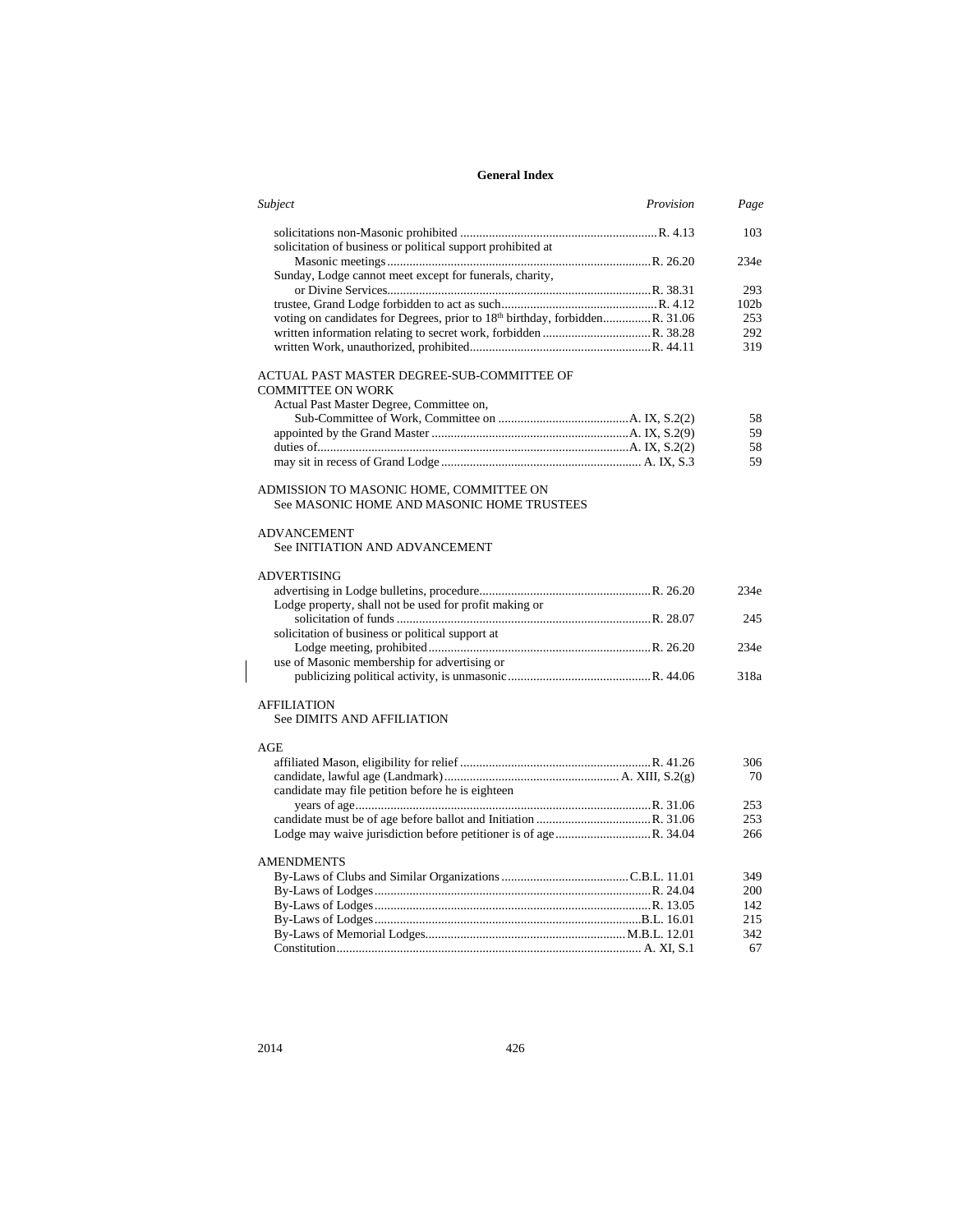## General Index

| *Subject* | *Provision* | *Page* |
|---|---|---|
| solicitations non-Masonic prohibited | R. 4.13 | 103 |
| solicitation of business or political support prohibited at Masonic meetings | R. 26.20 | 234e |
| Sunday, Lodge cannot meet except for funerals, charity, or Divine Services | R. 38.31 | 293 |
| trustee, Grand Lodge forbidden to act as such | R. 4.12 | 102b |
| voting on candidates for Degrees, prior to 18th birthday, forbidden | R. 31.06 | 253 |
| written information relating to secret work, forbidden | R. 38.28 | 292 |
| written Work, unauthorized, prohibited | R. 44.11 | 319 |
| **ACTUAL PAST MASTER DEGREE-SUB-COMMITTEE OF COMMITTEE ON WORK** | | |
| Actual Past Master Degree, Committee on, Sub-Committee of Work, Committee on | A. IX, S.2(2) | 58 |
| appointed by the Grand Master | A. IX, S.2(9) | 59 |
| duties of | A. IX, S.2(2) | 58 |
| may sit in recess of Grand Lodge | A. IX, S.3 | 59 |
| **ADMISSION TO MASONIC HOME, COMMITTEE ON** | | |
| See MASONIC HOME AND MASONIC HOME TRUSTEES | | |
| **ADVANCEMENT** | | |
| See INITIATION AND ADVANCEMENT | | |
| **ADVERTISING** | | |
| advertising in Lodge bulletins, procedure | R. 26.20 | 234e |
| Lodge property, shall not be used for profit making or solicitation of funds | R. 28.07 | 245 |
| solicitation of business or political support at Lodge meeting, prohibited | R. 26.20 | 234e |
| use of Masonic membership for advertising or publicizing political activity, is unmasonic | R. 44.06 | 318a |
| **AFFILIATION** | | |
| See DIMITS AND AFFILIATION | | |
| **AGE** | | |
| affiliated Mason, eligibility for relief | R. 41.26 | 306 |
| candidate, lawful age (Landmark) | A. XIII, S.2(g) | 70 |
| candidate may file petition before he is eighteen years of age | R. 31.06 | 253 |
| candidate must be of age before ballot and Initiation | R. 31.06 | 253 |
| Lodge may waive jurisdiction before petitioner is of age | R. 34.04 | 266 |
| **AMENDMENTS** | | |
| By-Laws of Clubs and Similar Organizations | C.B.L. 11.01 | 349 |
| By-Laws of Lodges | R. 24.04 | 200 |
| By-Laws of Lodges | R. 13.05 | 142 |
| By-Laws of Lodges | B.L. 16.01 | 215 |
| By-Laws of Memorial Lodges | M.B.L. 12.01 | 342 |
| Constitution | A. XI, S.1 | 67 |

2014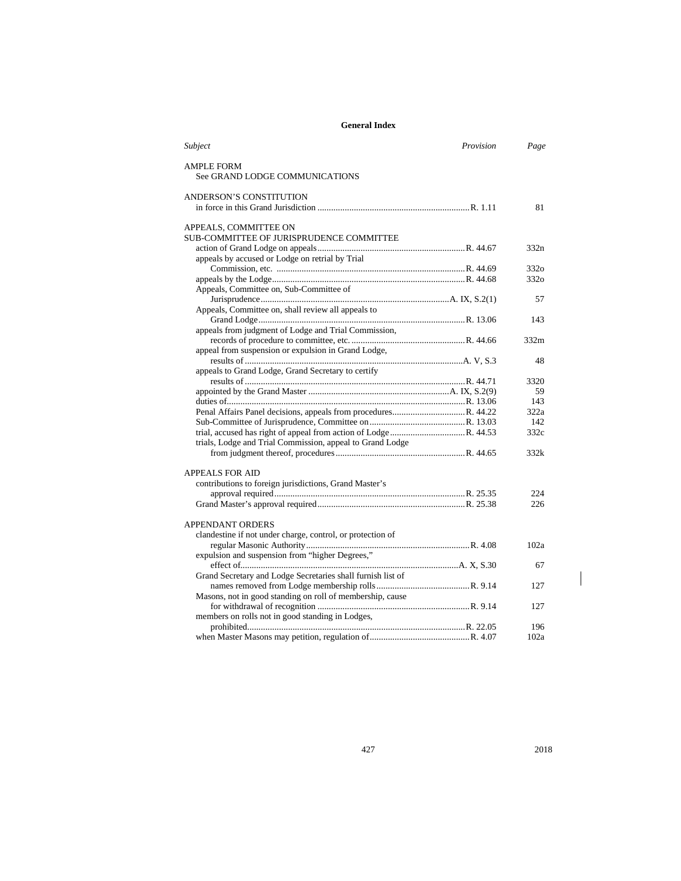## General Index

| *Subject* | *Provision* | *Page* |
|---|---|---|
| AMPLE FORM | | |
| See GRAND LODGE COMMUNICATIONS | | |
| ANDERSON'S CONSTITUTION | | |
| in force in this Grand Jurisdiction | R. 1.11 | 81 |
| APPEALS, COMMITTEE ON | | |
| SUB-COMMITTEE OF JURISPRUDENCE COMMITTEE | | |
| action of Grand Lodge on appeals | R. 44.67 | 332n |
| appeals by accused or Lodge on retrial by Trial Commission, etc. | R. 44.69 | 332o |
| appeals by the Lodge | R. 44.68 | 332o |
| Appeals, Committee on, Sub-Committee of Jurisprudence | A. IX, S.2(1) | 57 |
| Appeals, Committee on, shall review all appeals to Grand Lodge | R. 13.06 | 143 |
| appeals from judgment of Lodge and Trial Commission, records of procedure to committee, etc. | R. 44.66 | 332m |
| appeal from suspension or expulsion in Grand Lodge, results of | A. V, S.3 | 48 |
| appeals to Grand Lodge, Grand Secretary to certify results of | R. 44.71 | 3320 |
| appointed by the Grand Master | A. IX, S.2(9) | 59 |
| duties of | R. 13.06 | 143 |
| Penal Affairs Panel decisions, appeals from procedures | R. 44.22 | 322a |
| Sub-Committee of Jurisprudence, Committee on | R. 13.03 | 142 |
| trial, accused has right of appeal from action of Lodge | R. 44.53 | 332c |
| trials, Lodge and Trial Commission, appeal to Grand Lodge from judgment thereof, procedures | R. 44.65 | 332k |
| APPEALS FOR AID | | |
| contributions to foreign jurisdictions, Grand Master's approval required | R. 25.35 | 224 |
| Grand Master's approval required | R. 25.38 | 226 |
| APPENDANT ORDERS | | |
| clandestine if not under charge, control, or protection of regular Masonic Authority | R. 4.08 | 102a |
| expulsion and suspension from "higher Degrees," effect of | A. X, S.30 | 67 |
| Grand Secretary and Lodge Secretaries shall furnish list of names removed from Lodge membership rolls | R. 9.14 | 127 |
| Masons, not in good standing on roll of membership, cause for withdrawal of recognition | R. 9.14 | 127 |
| members on rolls not in good standing in Lodges, prohibited | R. 22.05 | 196 |
| when Master Masons may petition, regulation of | R. 4.07 | 102a |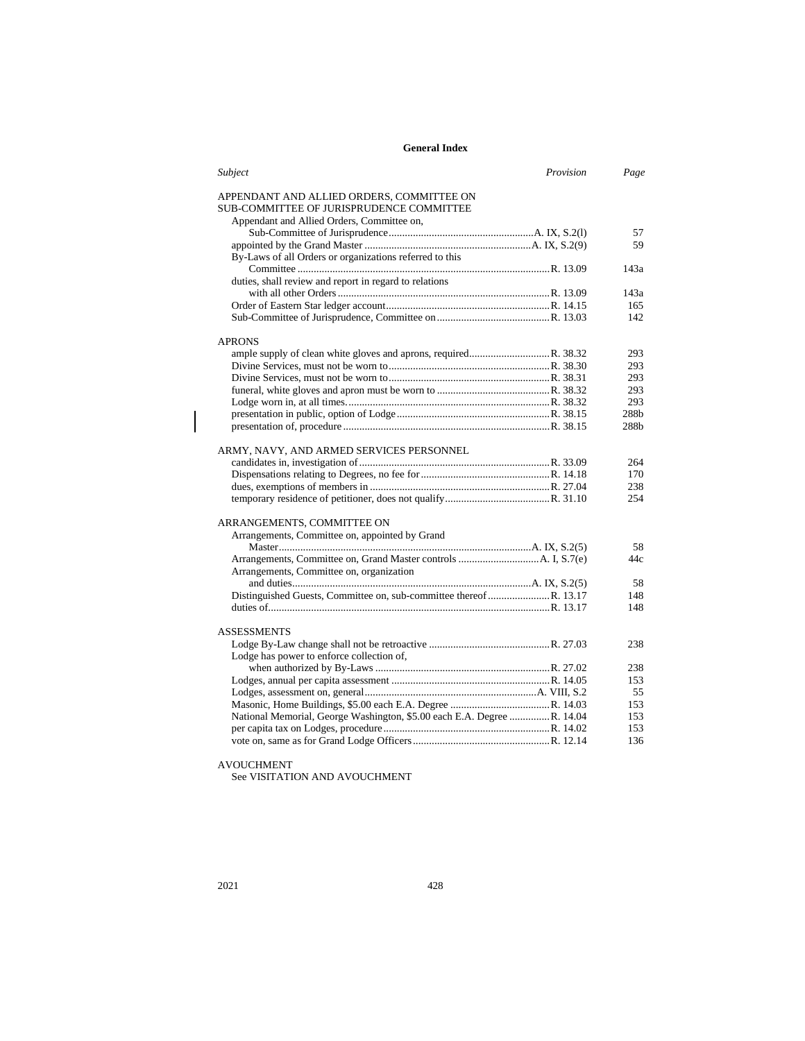# General Index

| *Subject* | *Provision* | *Page* |
|---|---|---|
| APPENDANT AND ALLIED ORDERS, COMMITTEE ON | | |
| SUB-COMMITTEE OF JURISPRUDENCE COMMITTEE | | |
| Appendant and Allied Orders, Committee on, | | |
| Sub-Committee of Jurisprudence | A. IX, S.2(l) | 57 |
| appointed by the Grand Master | A. IX, S.2(9) | 59 |
| By-Laws of all Orders or organizations referred to this Committee | R. 13.09 | 143a |
| duties, shall review and report in regard to relations with all other Orders | R. 13.09 | 143a |
| Order of Eastern Star ledger account | R. 14.15 | 165 |
| Sub-Committee of Jurisprudence, Committee on | R. 13.03 | 142 |
| | | |
| APRONS | | |
| ample supply of clean white gloves and aprons, required | R. 38.32 | 293 |
| Divine Services, must not be worn to | R. 38.30 | 293 |
| Divine Services, must not be worn to | R. 38.31 | 293 |
| funeral, white gloves and apron must be worn to | R. 38.32 | 293 |
| Lodge worn in, at all times | R. 38.32 | 293 |
| presentation in public, option of Lodge | R. 38.15 | 288b |
| presentation of, procedure | R. 38.15 | 288b |
| | | |
| ARMY, NAVY, AND ARMED SERVICES PERSONNEL | | |
| candidates in, investigation of | R. 33.09 | 264 |
| Dispensations relating to Degrees, no fee for | R. 14.18 | 170 |
| dues, exemptions of members in | R. 27.04 | 238 |
| temporary residence of petitioner, does not qualify | R. 31.10 | 254 |
| | | |
| ARRANGEMENTS, COMMITTEE ON | | |
| Arrangements, Committee on, appointed by Grand Master | A. IX, S.2(5) | 58 |
| Arrangements, Committee on, Grand Master controls | A. I, S.7(e) | 44c |
| Arrangements, Committee on, organization and duties | A. IX, S.2(5) | 58 |
| Distinguished Guests, Committee on, sub-committee thereof | R. 13.17 | 148 |
| duties of | R. 13.17 | 148 |
| | | |
| ASSESSMENTS | | |
| Lodge By-Law change shall not be retroactive | R. 27.03 | 238 |
| Lodge has power to enforce collection of, when authorized by By-Laws | R. 27.02 | 238 |
| Lodges, annual per capita assessment | R. 14.05 | 153 |
| Lodges, assessment on, general | A. VIII, S.2 | 55 |
| Masonic, Home Buildings, $5.00 each E.A. Degree | R. 14.03 | 153 |
| National Memorial, George Washington, $5.00 each E.A. Degree | R. 14.04 | 153 |
| per capita tax on Lodges, procedure | R. 14.02 | 153 |
| vote on, same as for Grand Lodge Officers | R. 12.14 | 136 |
| | | |
| AVOUCHMENT | | |
| See VISITATION AND AVOUCHMENT | | |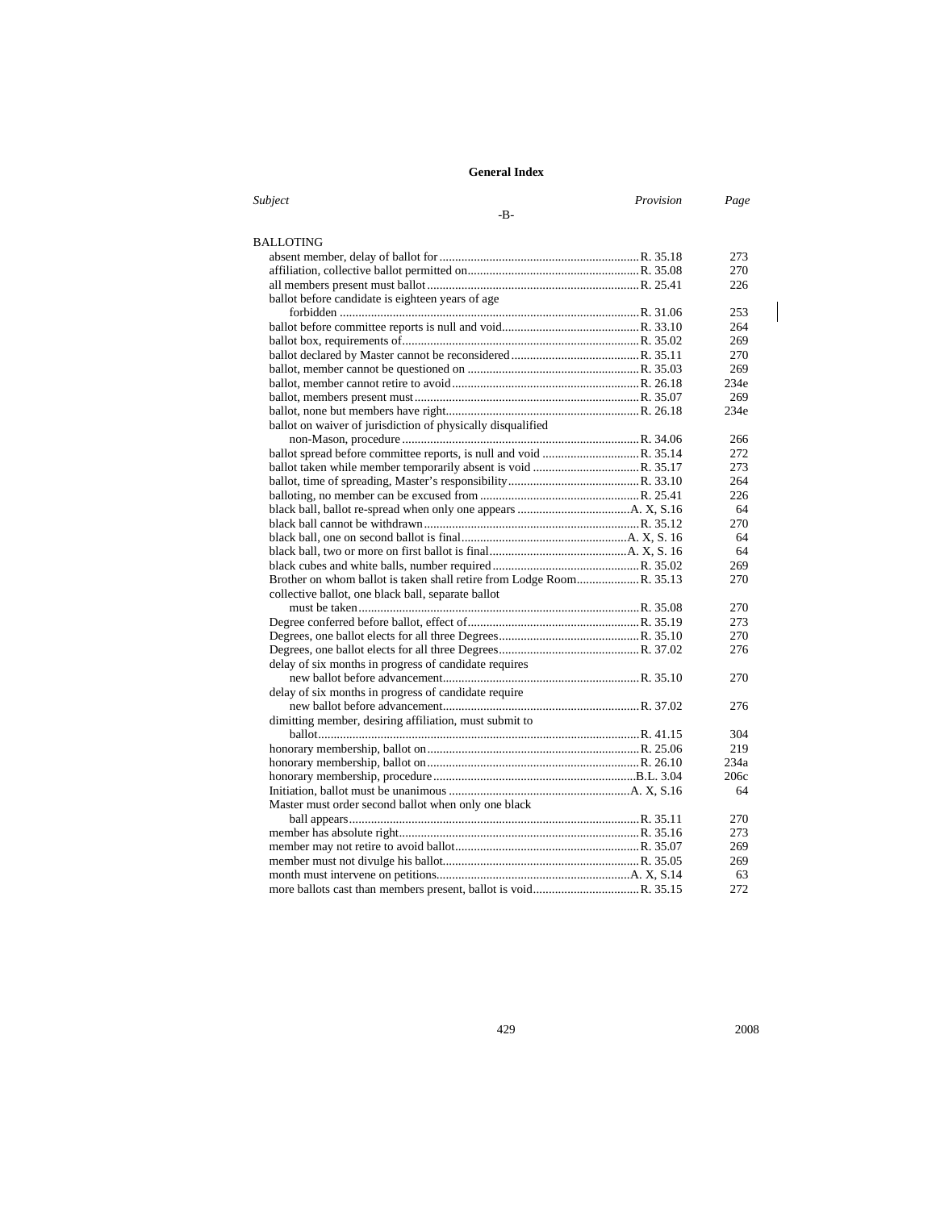## General Index

| Subject | Provision | Page |
|---|---|---|
| **-B-** | | |
| BALLOTING | | |
| absent member, delay of ballot for | R. 35.18 | 273 |
| affiliation, collective ballot permitted on | R. 35.08 | 270 |
| all members present must ballot | R. 25.41 | 226 |
| ballot before candidate is eighteen years of age forbidden | R. 31.06 | 253 |
| ballot before committee reports is null and void | R. 33.10 | 264 |
| ballot box, requirements of | R. 35.02 | 269 |
| ballot declared by Master cannot be reconsidered | R. 35.11 | 270 |
| ballot, member cannot be questioned on | R. 35.03 | 269 |
| ballot, member cannot retire to avoid | R. 26.18 | 234e |
| ballot, members present must | R. 35.07 | 269 |
| ballot, none but members have right | R. 26.18 | 234e |
| ballot on waiver of jurisdiction of physically disqualified non-Mason, procedure | R. 34.06 | 266 |
| ballot spread before committee reports, is null and void | R. 35.14 | 272 |
| ballot taken while member temporarily absent is void | R. 35.17 | 273 |
| ballot, time of spreading, Master's responsibility | R. 33.10 | 264 |
| balloting, no member can be excused from | R. 25.41 | 226 |
| black ball, ballot re-spread when only one appears | A. X, S.16 | 64 |
| black ball cannot be withdrawn | R. 35.12 | 270 |
| black ball, one on second ballot is final | A. X, S. 16 | 64 |
| black ball, two or more on first ballot is final | A. X, S. 16 | 64 |
| black cubes and white balls, number required | R. 35.02 | 269 |
| Brother on whom ballot is taken shall retire from Lodge Room | R. 35.13 | 270 |
| collective ballot, one black ball, separate ballot must be taken | R. 35.08 | 270 |
| Degree conferred before ballot, effect of | R. 35.19 | 273 |
| Degrees, one ballot elects for all three Degrees | R. 35.10 | 270 |
| Degrees, one ballot elects for all three Degrees | R. 37.02 | 276 |
| delay of six months in progress of candidate requires new ballot before advancement | R. 35.10 | 270 |
| delay of six months in progress of candidate require new ballot before advancement | R. 37.02 | 276 |
| dimitting member, desiring affiliation, must submit to ballot | R. 41.15 | 304 |
| honorary membership, ballot on | R. 25.06 | 219 |
| honorary membership, ballot on | R. 26.10 | 234a |
| honorary membership, procedure | B.L. 3.04 | 206c |
| Initiation, ballot must be unanimous | A. X, S.16 | 64 |
| Master must order second ballot when only one black ball appears | R. 35.11 | 270 |
| member has absolute right | R. 35.16 | 273 |
| member may not retire to avoid ballot | R. 35.07 | 269 |
| member must not divulge his ballot | R. 35.05 | 269 |
| month must intervene on petitions | A. X, S.14 | 63 |
| more ballots cast than members present, ballot is void | R. 35.15 | 272 |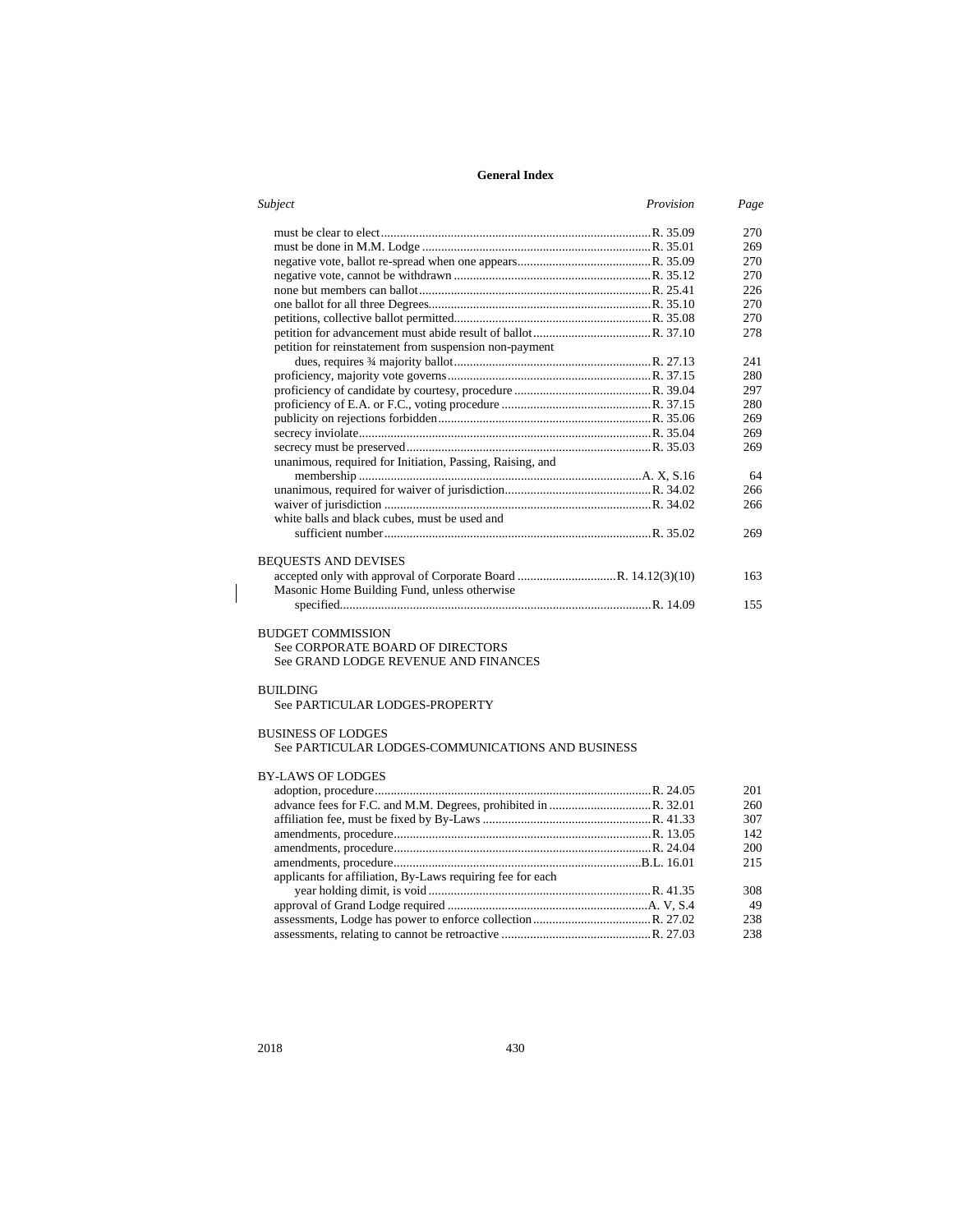## General Index

| *Subject* | *Provision* | *Page* |
|---|---|---|
| must be clear to elect | R. 35.09 | 270 |
| must be done in M.M. Lodge | R. 35.01 | 269 |
| negative vote, ballot re-spread when one appears | R. 35.09 | 270 |
| negative vote, cannot be withdrawn | R. 35.12 | 270 |
| none but members can ballot | R. 25.41 | 226 |
| one ballot for all three Degrees | R. 35.10 | 270 |
| petitions, collective ballot permitted | R. 35.08 | 270 |
| petition for advancement must abide result of ballot | R. 37.10 | 278 |
| petition for reinstatement from suspension non-payment dues, requires ¾ majority ballot | R. 27.13 | 241 |
| proficiency, majority vote governs | R. 37.15 | 280 |
| proficiency of candidate by courtesy, procedure | R. 39.04 | 297 |
| proficiency of E.A. or F.C., voting procedure | R. 37.15 | 280 |
| publicity on rejections forbidden | R. 35.06 | 269 |
| secrecy inviolate | R. 35.04 | 269 |
| secrecy must be preserved | R. 35.03 | 269 |
| unanimous, required for Initiation, Passing, Raising, and membership | A. X, S.16 | 64 |
| unanimous, required for waiver of jurisdiction | R. 34.02 | 266 |
| waiver of jurisdiction | R. 34.02 | 266 |
| white balls and black cubes, must be used and sufficient number | R. 35.02 | 269 |
| | | |
| BEQUESTS AND DEVISES | | |
| accepted only with approval of Corporate Board | R. 14.12(3)(10) | 163 |
| Masonic Home Building Fund, unless otherwise specified | R. 14.09 | 155 |
| | | |
| BUDGET COMMISSION | | |
| See CORPORATE BOARD OF DIRECTORS | | |
| See GRAND LODGE REVENUE AND FINANCES | | |
| | | |
| BUILDING | | |
| See PARTICULAR LODGES-PROPERTY | | |
| | | |
| BUSINESS OF LODGES | | |
| See PARTICULAR LODGES-COMMUNICATIONS AND BUSINESS | | |
| | | |
| BY-LAWS OF LODGES | | |
| adoption, procedure | R. 24.05 | 201 |
| advance fees for F.C. and M.M. Degrees, prohibited in | R. 32.01 | 260 |
| affiliation fee, must be fixed by By-Laws | R. 41.33 | 307 |
| amendments, procedure | R. 13.05 | 142 |
| amendments, procedure | R. 24.04 | 200 |
| amendments, procedure | B.L. 16.01 | 215 |
| applicants for affiliation, By-Laws requiring fee for each year holding dimit, is void | R. 41.35 | 308 |
| approval of Grand Lodge required | A. V, S.4 | 49 |
| assessments, Lodge has power to enforce collection | R. 27.02 | 238 |
| assessments, relating to cannot be retroactive | R. 27.03 | 238 |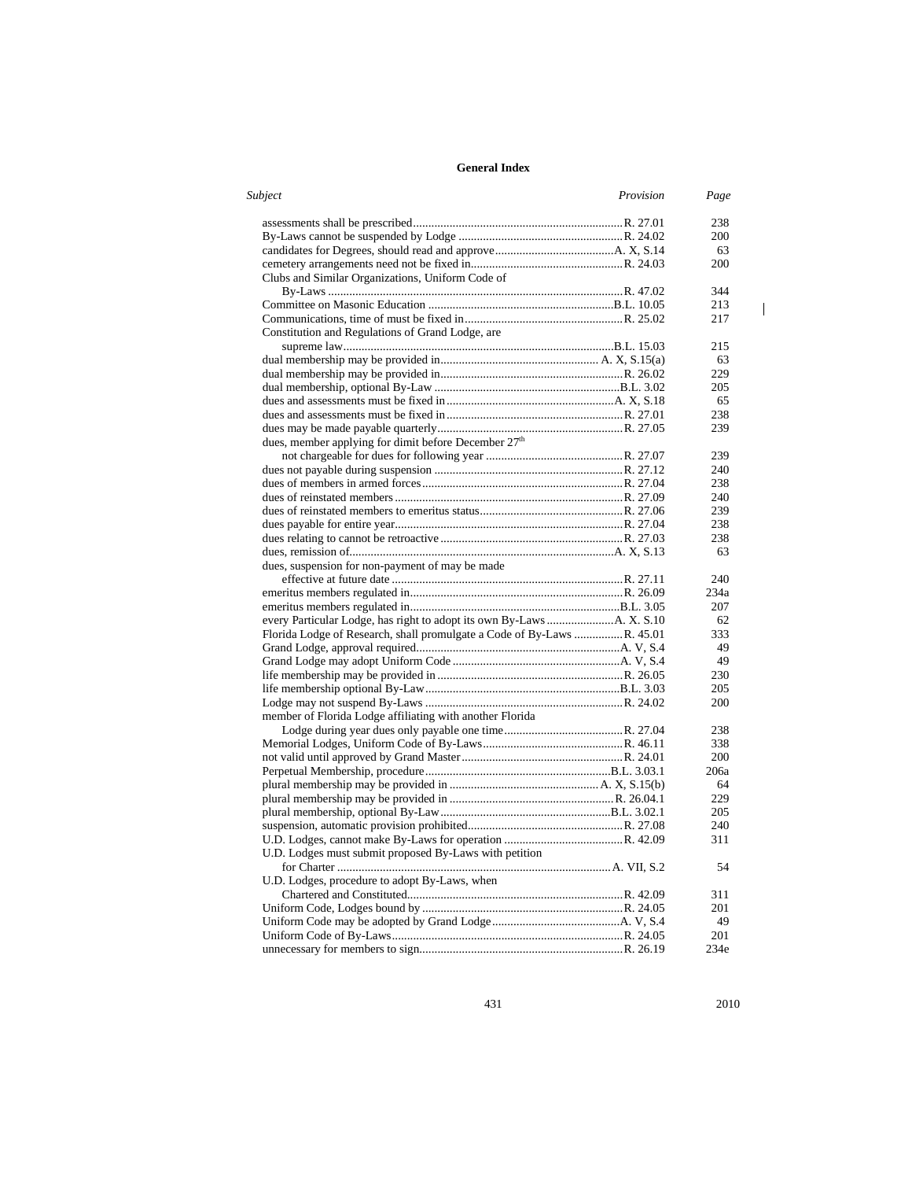## General Index

| *Subject* | *Provision* | *Page* |
|---|---|---|
| assessments shall be prescribed | R. 27.01 | 238 |
| By-Laws cannot be suspended by Lodge | R. 24.02 | 200 |
| candidates for Degrees, should read and approve | A. X, S.14 | 63 |
| cemetery arrangements need not be fixed in | R. 24.03 | 200 |
| Clubs and Similar Organizations, Uniform Code of By-Laws | R. 47.02 | 344 |
| Committee on Masonic Education | B.L. 10.05 | 213 |
| Communications, time of must be fixed in | R. 25.02 | 217 |
| Constitution and Regulations of Grand Lodge, are supreme law | B.L. 15.03 | 215 |
| dual membership may be provided in | A. X, S.15(a) | 63 |
| dual membership may be provided in | R. 26.02 | 229 |
| dual membership, optional By-Law | B.L. 3.02 | 205 |
| dues and assessments must be fixed in | A. X, S.18 | 65 |
| dues and assessments must be fixed in | R. 27.01 | 238 |
| dues may be made payable quarterly | R. 27.05 | 239 |
| dues, member applying for dimit before December 27th not chargeable for dues for following year | R. 27.07 | 239 |
| dues not payable during suspension | R. 27.12 | 240 |
| dues of members in armed forces | R. 27.04 | 238 |
| dues of reinstated members | R. 27.09 | 240 |
| dues of reinstated members to emeritus status | R. 27.06 | 239 |
| dues payable for entire year | R. 27.04 | 238 |
| dues relating to cannot be retroactive | R. 27.03 | 238 |
| dues, remission of | A. X, S.13 | 63 |
| dues, suspension for non-payment of may be made effective at future date | R. 27.11 | 240 |
| emeritus members regulated in | R. 26.09 | 234a |
| emeritus members regulated in | B.L. 3.05 | 207 |
| every Particular Lodge, has right to adopt its own By-Laws | A. X. S.10 | 62 |
| Florida Lodge of Research, shall promulgate a Code of By-Laws | R. 45.01 | 333 |
| Grand Lodge, approval required | A. V, S.4 | 49 |
| Grand Lodge may adopt Uniform Code | A. V, S.4 | 49 |
| life membership may be provided in | R. 26.05 | 230 |
| life membership optional By-Law | B.L. 3.03 | 205 |
| Lodge may not suspend By-Laws | R. 24.02 | 200 |
| member of Florida Lodge affiliating with another Florida Lodge during year dues only payable one time | R. 27.04 | 238 |
| Memorial Lodges, Uniform Code of By-Laws | R. 46.11 | 338 |
| not valid until approved by Grand Master | R. 24.01 | 200 |
| Perpetual Membership, procedure | B.L. 3.03.1 | 206a |
| plural membership may be provided in | A. X, S.15(b) | 64 |
| plural membership may be provided in | R. 26.04.1 | 229 |
| plural membership, optional By-Law | B.L. 3.02.1 | 205 |
| suspension, automatic provision prohibited | R. 27.08 | 240 |
| U.D. Lodges, cannot make By-Laws for operation | R. 42.09 | 311 |
| U.D. Lodges must submit proposed By-Laws with petition for Charter | A. VII, S.2 | 54 |
| U.D. Lodges, procedure to adopt By-Laws, when Chartered and Constituted | R. 42.09 | 311 |
| Uniform Code, Lodges bound by | R. 24.05 | 201 |
| Uniform Code may be adopted by Grand Lodge | A. V, S.4 | 49 |
| Uniform Code of By-Laws | R. 24.05 | 201 |
| unnecessary for members to sign | R. 26.19 | 234e |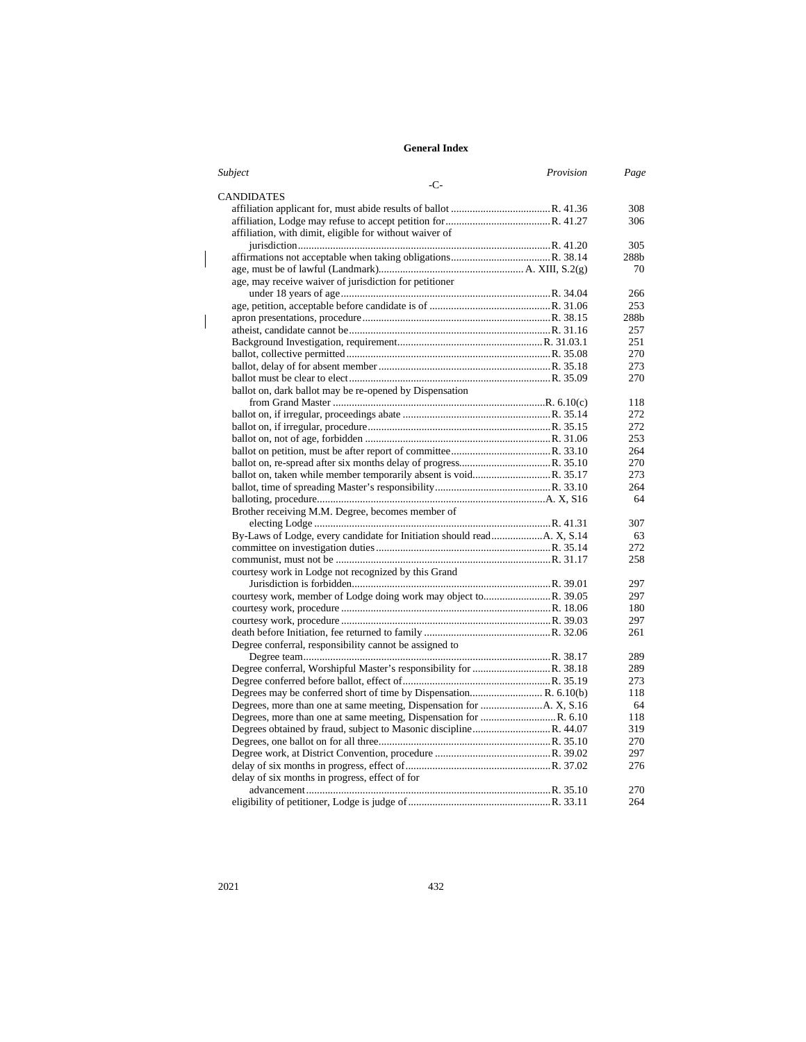**General Index**

| *Subject* | *Provision* | *Page* |
|---|---|---|
| **-C-** | | |
| CANDIDATES | | |
| affiliation applicant for, must abide results of ballot | R. 41.36 | 308 |
| affiliation, Lodge may refuse to accept petition for | R. 41.27 | 306 |
| affiliation, with dimit, eligible for without waiver of jurisdiction | R. 41.20 | 305 |
| affirmations not acceptable when taking obligations | R. 38.14 | 288b |
| age, must be of lawful (Landmark) | A. XIII, S.2(g) | 70 |
| age, may receive waiver of jurisdiction for petitioner under 18 years of age | R. 34.04 | 266 |
| age, petition, acceptable before candidate is of | R. 31.06 | 253 |
| apron presentations, procedure | R. 38.15 | 288b |
| atheist, candidate cannot be | R. 31.16 | 257 |
| Background Investigation, requirement | R. 31.03.1 | 251 |
| ballot, collective permitted | R. 35.08 | 270 |
| ballot, delay of for absent member | R. 35.18 | 273 |
| ballot must be clear to elect | R. 35.09 | 270 |
| ballot on, dark ballot may be re-opened by Dispensation from Grand Master | R. 6.10(c) | 118 |
| ballot on, if irregular, proceedings abate | R. 35.14 | 272 |
| ballot on, if irregular, procedure | R. 35.15 | 272 |
| ballot on, not of age, forbidden | R. 31.06 | 253 |
| ballot on petition, must be after report of committee | R. 33.10 | 264 |
| ballot on, re-spread after six months delay of progress | R. 35.10 | 270 |
| ballot on, taken while member temporarily absent is void | R. 35.17 | 273 |
| ballot, time of spreading Master's responsibility | R. 33.10 | 264 |
| balloting, procedure | A. X, S16 | 64 |
| Brother receiving M.M. Degree, becomes member of electing Lodge | R. 41.31 | 307 |
| By-Laws of Lodge, every candidate for Initiation should read | A. X, S.14 | 63 |
| committee on investigation duties | R. 35.14 | 272 |
| communist, must not be | R. 31.17 | 258 |
| courtesy work in Lodge not recognized by this Grand Jurisdiction is forbidden | R. 39.01 | 297 |
| courtesy work, member of Lodge doing work may object to | R. 39.05 | 297 |
| courtesy work, procedure | R. 18.06 | 180 |
| courtesy work, procedure | R. 39.03 | 297 |
| death before Initiation, fee returned to family | R. 32.06 | 261 |
| Degree conferral, responsibility cannot be assigned to Degree team | R. 38.17 | 289 |
| Degree conferral, Worshipful Master's responsibility for | R. 38.18 | 289 |
| Degree conferred before ballot, effect of | R. 35.19 | 273 |
| Degrees may be conferred short of time by Dispensation | R. 6.10(b) | 118 |
| Degrees, more than one at same meeting, Dispensation for | A. X, S.16 | 64 |
| Degrees, more than one at same meeting, Dispensation for | R. 6.10 | 118 |
| Degrees obtained by fraud, subject to Masonic discipline | R. 44.07 | 319 |
| Degrees, one ballot on for all three | R. 35.10 | 270 |
| Degree work, at District Convention, procedure | R. 39.02 | 297 |
| delay of six months in progress, effect of | R. 37.02 | 276 |
| delay of six months in progress, effect of for advancement | R. 35.10 | 270 |
| eligibility of petitioner, Lodge is judge of | R. 33.11 | 264 |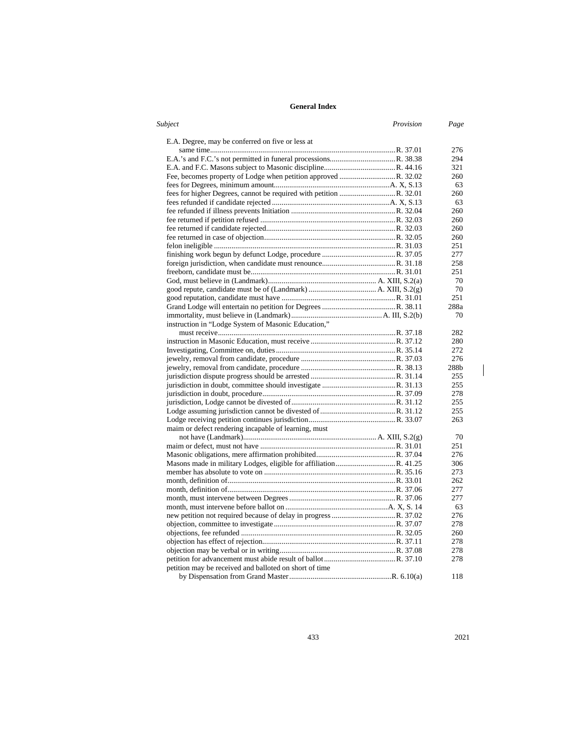## General Index

| *Subject* | *Provision* | *Page* |
|---|---|---|
| E.A. Degree, may be conferred on five or less at same time | R. 37.01 | 276 |
| E.A.'s and F.C.'s not permitted in funeral processions | R. 38.38 | 294 |
| E.A. and F.C. Masons subject to Masonic discipline | R. 44.16 | 321 |
| Fee, becomes property of Lodge when petition approved | R. 32.02 | 260 |
| fees for Degrees, minimum amount | A. X, S.13 | 63 |
| fees for higher Degrees, cannot be required with petition | R. 32.01 | 260 |
| fees refunded if candidate rejected | A. X, S.13 | 63 |
| fee refunded if illness prevents Initiation | R. 32.04 | 260 |
| fee returned if petition refused | R. 32.03 | 260 |
| fee returned if candidate rejected | R. 32.03 | 260 |
| fee returned in case of objection | R. 32.05 | 260 |
| felon ineligible | R. 31.03 | 251 |
| finishing work begun by defunct Lodge, procedure | R. 37.05 | 277 |
| foreign jurisdiction, when candidate must renounce | R. 31.18 | 258 |
| freeborn, candidate must be | R. 31.01 | 251 |
| God, must believe in (Landmark) | A. XIII, S.2(a) | 70 |
| good repute, candidate must be of (Landmark) | A. XIII, S.2(g) | 70 |
| good reputation, candidate must have | R. 31.01 | 251 |
| Grand Lodge will entertain no petition for Degrees | R. 38.11 | 288a |
| immortality, must believe in (Landmark) | A. III, S.2(b) | 70 |
| instruction in "Lodge System of Masonic Education," must receive | R. 37.18 | 282 |
| instruction in Masonic Education, must receive | R. 37.12 | 280 |
| Investigating, Committee on, duties | R. 35.14 | 272 |
| jewelry, removal from candidate, procedure | R. 37.03 | 276 |
| jewelry, removal from candidate, procedure | R. 38.13 | 288b |
| jurisdiction dispute progress should be arrested | R. 31.14 | 255 |
| jurisdiction in doubt, committee should investigate | R. 31.13 | 255 |
| jurisdiction in doubt, procedure | R. 37.09 | 278 |
| jurisdiction, Lodge cannot be divested of | R. 31.12 | 255 |
| Lodge assuming jurisdiction cannot be divested of | R. 31.12 | 255 |
| Lodge receiving petition continues jurisdiction | R. 33.07 | 263 |
| maim or defect rendering incapable of learning, must not have (Landmark) | A. XIII, S.2(g) | 70 |
| maim or defect, must not have | R. 31.01 | 251 |
| Masonic obligations, mere affirmation prohibited | R. 37.04 | 276 |
| Masons made in military Lodges, eligible for affiliation | R. 41.25 | 306 |
| member has absolute to vote on | R. 35.16 | 273 |
| month, definition of | R. 33.01 | 262 |
| month, definition of | R. 37.06 | 277 |
| month, must intervene between Degrees | R. 37.06 | 277 |
| month, must intervene before ballot on | A. X, S. 14 | 63 |
| new petition not required because of delay in progress | R. 37.02 | 276 |
| objection, committee to investigate | R. 37.07 | 278 |
| objections, fee refunded | R. 32.05 | 260 |
| objection has effect of rejection | R. 37.11 | 278 |
| objection may be verbal or in writing | R. 37.08 | 278 |
| petition for advancement must abide result of ballot | R. 37.10 | 278 |
| petition may be received and balloted on short of time by Dispensation from Grand Master | R. 6.10(a) | 118 |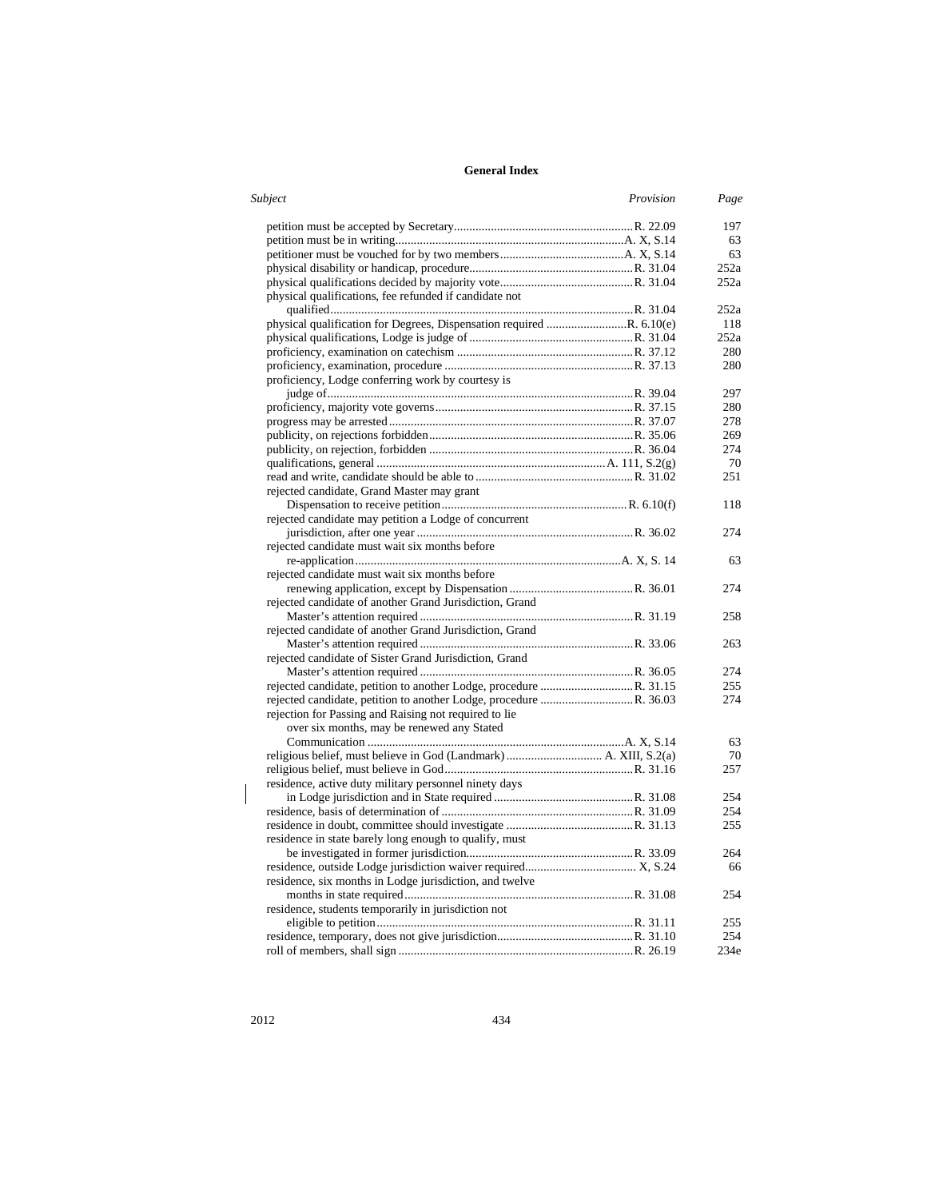## General Index

| Subject | Provision | Page |
|---|---|---|
| petition must be accepted by Secretary | R. 22.09 | 197 |
| petition must be in writing | A. X, S.14 | 63 |
| petitioner must be vouched for by two members | A. X, S.14 | 63 |
| physical disability or handicap, procedure | R. 31.04 | 252a |
| physical qualifications decided by majority vote | R. 31.04 | 252a |
| physical qualifications, fee refunded if candidate not qualified | R. 31.04 | 252a |
| physical qualification for Degrees, Dispensation required | R. 6.10(e) | 118 |
| physical qualifications, Lodge is judge of | R. 31.04 | 252a |
| proficiency, examination on catechism | R. 37.12 | 280 |
| proficiency, examination, procedure | R. 37.13 | 280 |
| proficiency, Lodge conferring work by courtesy is judge of | R. 39.04 | 297 |
| proficiency, majority vote governs | R. 37.15 | 280 |
| progress may be arrested | R. 37.07 | 278 |
| publicity, on rejections forbidden | R. 35.06 | 269 |
| publicity, on rejection, forbidden | R. 36.04 | 274 |
| qualifications, general | A. 111, S.2(g) | 70 |
| read and write, candidate should be able to | R. 31.02 | 251 |
| rejected candidate, Grand Master may grant Dispensation to receive petition | R. 6.10(f) | 118 |
| rejected candidate may petition a Lodge of concurrent jurisdiction, after one year | R. 36.02 | 274 |
| rejected candidate must wait six months before re-application | A. X, S. 14 | 63 |
| rejected candidate must wait six months before renewing application, except by Dispensation | R. 36.01 | 274 |
| rejected candidate of another Grand Jurisdiction, Grand Master's attention required | R. 31.19 | 258 |
| rejected candidate of another Grand Jurisdiction, Grand Master's attention required | R. 33.06 | 263 |
| rejected candidate of Sister Grand Jurisdiction, Grand Master's attention required | R. 36.05 | 274 |
| rejected candidate, petition to another Lodge, procedure | R. 31.15 | 255 |
| rejected candidate, petition to another Lodge, procedure | R. 36.03 | 274 |
| rejection for Passing and Raising not required to lie over six months, may be renewed any Stated Communication | A. X, S.14 | 63 |
| religious belief, must believe in God (Landmark) | A. XIII, S.2(a) | 70 |
| religious belief, must believe in God | R. 31.16 | 257 |
| residence, active duty military personnel ninety days in Lodge jurisdiction and in State required | R. 31.08 | 254 |
| residence, basis of determination of | R. 31.09 | 254 |
| residence in doubt, committee should investigate | R. 31.13 | 255 |
| residence in state barely long enough to qualify, must be investigated in former jurisdiction | R. 33.09 | 264 |
| residence, outside Lodge jurisdiction waiver required | X, S.24 | 66 |
| residence, six months in Lodge jurisdiction, and twelve months in state required | R. 31.08 | 254 |
| residence, students temporarily in jurisdiction not eligible to petition | R. 31.11 | 255 |
| residence, temporary, does not give jurisdiction | R. 31.10 | 254 |
| roll of members, shall sign | R. 26.19 | 234e |

2012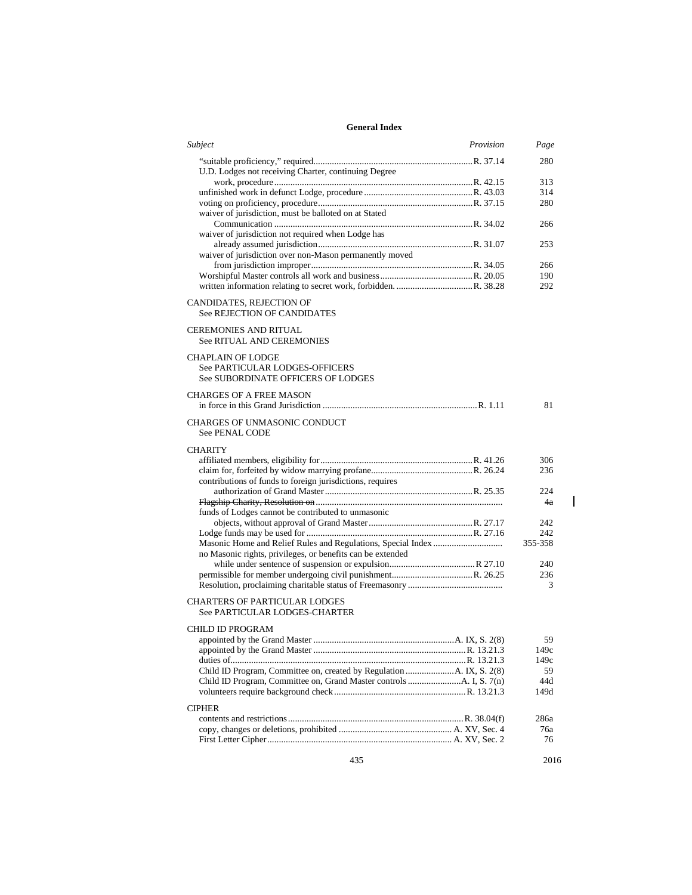## General Index

| *Subject* | *Provision* | *Page* |
|---|---|---|
| "suitable proficiency," required | R. 37.14 | 280 |
| U.D. Lodges not receiving Charter, continuing Degree work, procedure | R. 42.15 | 313 |
| unfinished work in defunct Lodge, procedure | R. 43.03 | 314 |
| voting on proficiency, procedure | R. 37.15 | 280 |
| waiver of jurisdiction, must be balloted on at Stated Communication | R. 34.02 | 266 |
| waiver of jurisdiction not required when Lodge has already assumed jurisdiction | R. 31.07 | 253 |
| waiver of jurisdiction over non-Mason permanently moved from jurisdiction improper | R. 34.05 | 266 |
| Worshipful Master controls all work and business | R. 20.05 | 190 |
| written information relating to secret work, forbidden. | R. 38.28 | 292 |
| **CANDIDATES, REJECTION OF** | | |
| See REJECTION OF CANDIDATES | | |
| **CEREMONIES AND RITUAL** | | |
| See RITUAL AND CEREMONIES | | |
| **CHAPLAIN OF LODGE** | | |
| See PARTICULAR LODGES-OFFICERS | | |
| See SUBORDINATE OFFICERS OF LODGES | | |
| **CHARGES OF A FREE MASON** | | |
| in force in this Grand Jurisdiction | R. 1.11 | 81 |
| **CHARGES OF UNMASONIC CONDUCT** | | |
| See PENAL CODE | | |
| **CHARITY** | | |
| affiliated members, eligibility for | R. 41.26 | 306 |
| claim for, forfeited by widow marrying profane | R. 26.24 | 236 |
| contributions of funds to foreign jurisdictions, requires authorization of Grand Master | R. 25.35 | 224 |
| ~~Flagship Charity, Resolution on~~ | | ~~4a~~ |
| funds of Lodges cannot be contributed to unmasonic objects, without approval of Grand Master | R. 27.17 | 242 |
| Lodge funds may be used for | R. 27.16 | 242 |
| Masonic Home and Relief Rules and Regulations, Special Index | | 355-358 |
| no Masonic rights, privileges, or benefits can be extended while under sentence of suspension or expulsion | R 27.10 | 240 |
| permissible for member undergoing civil punishment | R. 26.25 | 236 |
| Resolution, proclaiming charitable status of Freemasonry | | 3 |
| **CHARTERS OF PARTICULAR LODGES** | | |
| See PARTICULAR LODGES-CHARTER | | |
| **CHILD ID PROGRAM** | | |
| appointed by the Grand Master | A. IX, S. 2(8) | 59 |
| appointed by the Grand Master | R. 13.21.3 | 149c |
| duties of | R. 13.21.3 | 149c |
| Child ID Program, Committee on, created by Regulation | A. IX, S. 2(8) | 59 |
| Child ID Program, Committee on, Grand Master controls | A. I, S. 7(n) | 44d |
| volunteers require background check | R. 13.21.3 | 149d |
| **CIPHER** | | |
| contents and restrictions | R. 38.04(f) | 286a |
| copy, changes or deletions, prohibited | A. XV, Sec. 4 | 76a |
| First Letter Cipher | A. XV, Sec. 2 | 76 |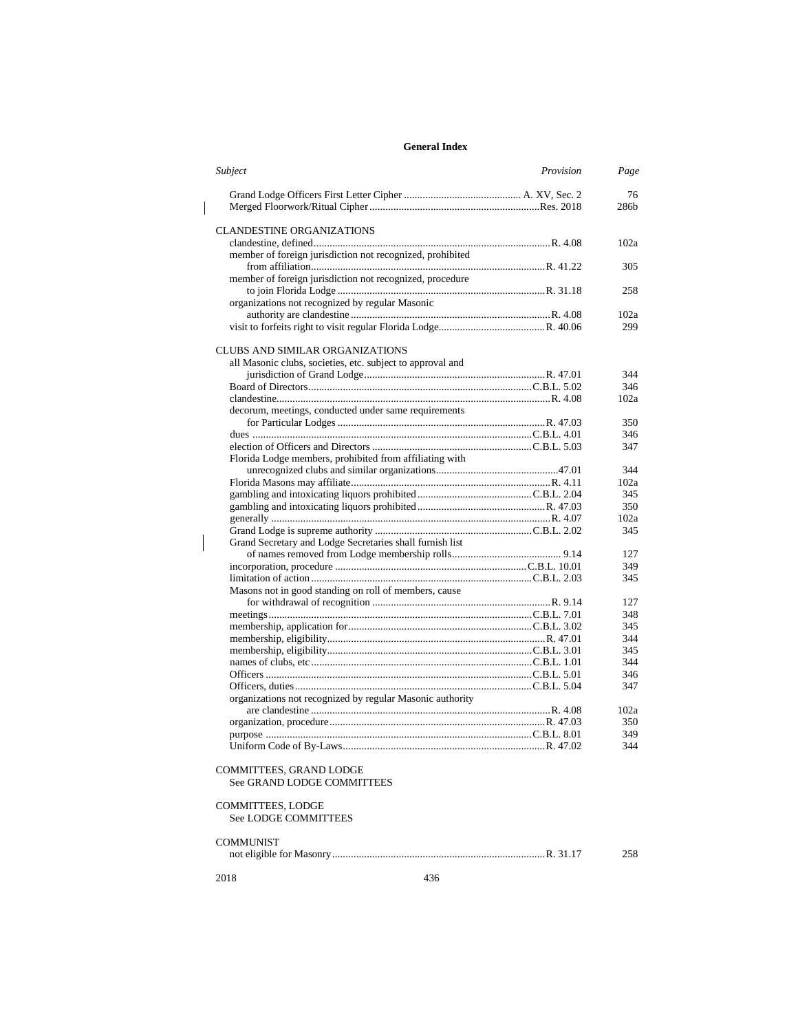## General Index

| Subject | Provision | Page |
|---|---|---|
| Grand Lodge Officers First Letter Cipher | A. XV, Sec. 2 | 76 |
| Merged Floorwork/Ritual Cipher | Res. 2018 | 286b |
| **CLANDESTINE ORGANIZATIONS** | | |
| clandestine, defined | R. 4.08 | 102a |
| member of foreign jurisdiction not recognized, prohibited from affiliation | R. 41.22 | 305 |
| member of foreign jurisdiction not recognized, procedure to join Florida Lodge | R. 31.18 | 258 |
| organizations not recognized by regular Masonic authority are clandestine | R. 4.08 | 102a |
| visit to forfeits right to visit regular Florida Lodge | R. 40.06 | 299 |
| **CLUBS AND SIMILAR ORGANIZATIONS** | | |
| all Masonic clubs, societies, etc. subject to approval and jurisdiction of Grand Lodge | R. 47.01 | 344 |
| Board of Directors | C.B.L. 5.02 | 346 |
| clandestine | R. 4.08 | 102a |
| decorum, meetings, conducted under same requirements for Particular Lodges | R. 47.03 | 350 |
| dues | C.B.L. 4.01 | 346 |
| election of Officers and Directors | C.B.L. 5.03 | 347 |
| Florida Lodge members, prohibited from affiliating with unrecognized clubs and similar organizations | 47.01 | 344 |
| Florida Masons may affiliate | R. 4.11 | 102a |
| gambling and intoxicating liquors prohibited | C.B.L. 2.04 | 345 |
| gambling and intoxicating liquors prohibited | R. 47.03 | 350 |
| generally | R. 4.07 | 102a |
| Grand Lodge is supreme authority | C.B.L. 2.02 | 345 |
| Grand Secretary and Lodge Secretaries shall furnish list of names removed from Lodge membership rolls | 9.14 | 127 |
| incorporation, procedure | C.B.L. 10.01 | 349 |
| limitation of action | C.B.L. 2.03 | 345 |
| Masons not in good standing on roll of members, cause for withdrawal of recognition | R. 9.14 | 127 |
| meetings | C.B.L. 7.01 | 348 |
| membership, application for | C.B.L. 3.02 | 345 |
| membership, eligibility | R. 47.01 | 344 |
| membership, eligibility | C.B.L. 3.01 | 345 |
| names of clubs, etc | C.B.L. 1.01 | 344 |
| Officers | C.B.L. 5.01 | 346 |
| Officers, duties | C.B.L. 5.04 | 347 |
| organizations not recognized by regular Masonic authority are clandestine | R. 4.08 | 102a |
| organization, procedure | R. 47.03 | 350 |
| purpose | C.B.L. 8.01 | 349 |
| Uniform Code of By-Laws | R. 47.02 | 344 |
| **COMMITTEES, GRAND LODGE** | | |
| See GRAND LODGE COMMITTEES | | |
| **COMMITTEES, LODGE** | | |
| See LODGE COMMITTEES | | |
| **COMMUNIST** | | |
| not eligible for Masonry | R. 31.17 | 258 |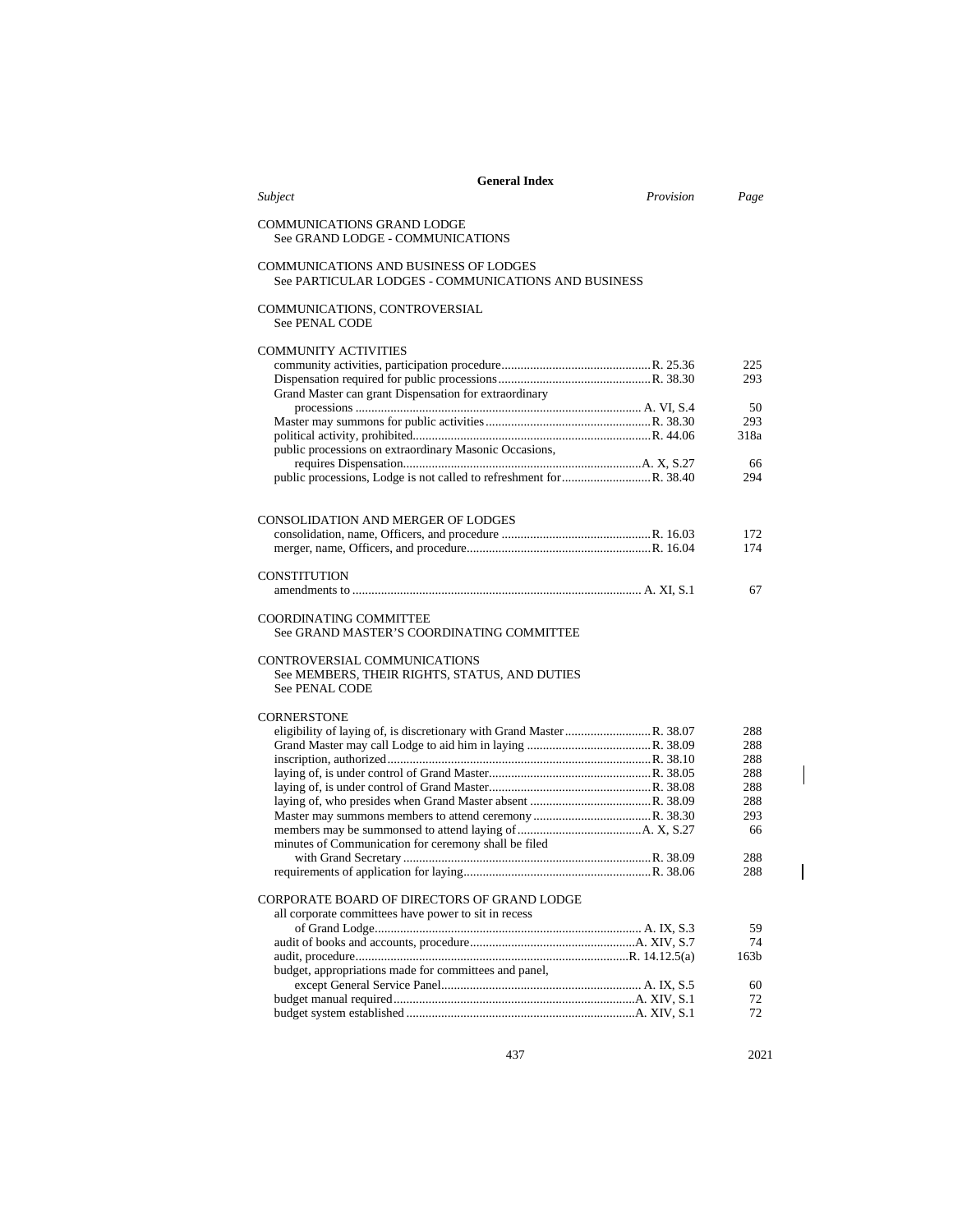## General Index

| *Subject* | *Provision* | *Page* |
|---|---|---|
| **COMMUNICATIONS GRAND LODGE** | | |
| See GRAND LODGE - COMMUNICATIONS | | |
| **COMMUNICATIONS AND BUSINESS OF LODGES** | | |
| See PARTICULAR LODGES - COMMUNICATIONS AND BUSINESS | | |
| **COMMUNICATIONS, CONTROVERSIAL** | | |
| See PENAL CODE | | |
| **COMMUNITY ACTIVITIES** | | |
| community activities, participation procedure | R. 25.36 | 225 |
| Dispensation required for public processions | R. 38.30 | 293 |
| Grand Master can grant Dispensation for extraordinary processions | A. VI, S.4 | 50 |
| Master may summons for public activities | R. 38.30 | 293 |
| political activity, prohibited | R. 44.06 | 318a |
| public processions on extraordinary Masonic Occasions, requires Dispensation | A. X, S.27 | 66 |
| public processions, Lodge is not called to refreshment for | R. 38.40 | 294 |
| **CONSOLIDATION AND MERGER OF LODGES** | | |
| consolidation, name, Officers, and procedure | R. 16.03 | 172 |
| merger, name, Officers, and procedure | R. 16.04 | 174 |
| **CONSTITUTION** | | |
| amendments to | A. XI, S.1 | 67 |
| **COORDINATING COMMITTEE** | | |
| See GRAND MASTER'S COORDINATING COMMITTEE | | |
| **CONTROVERSIAL COMMUNICATIONS** | | |
| See MEMBERS, THEIR RIGHTS, STATUS, AND DUTIES | | |
| See PENAL CODE | | |
| **CORNERSTONE** | | |
| eligibility of laying of, is discretionary with Grand Master | R. 38.07 | 288 |
| Grand Master may call Lodge to aid him in laying | R. 38.09 | 288 |
| inscription, authorized | R. 38.10 | 288 |
| laying of, is under control of Grand Master | R. 38.05 | 288 |
| laying of, is under control of Grand Master | R. 38.08 | 288 |
| laying of, who presides when Grand Master absent | R. 38.09 | 288 |
| Master may summons members to attend ceremony | R. 38.30 | 293 |
| members may be summonsed to attend laying of | A. X, S.27 | 66 |
| minutes of Communication for ceremony shall be filed with Grand Secretary | R. 38.09 | 288 |
| requirements of application for laying | R. 38.06 | 288 |
| **CORPORATE BOARD OF DIRECTORS OF GRAND LODGE** | | |
| all corporate committees have power to sit in recess of Grand Lodge | A. IX, S.3 | 59 |
| audit of books and accounts, procedure | A. XIV, S.7 | 74 |
| audit, procedure | R. 14.12.5(a) | 163b |
| budget, appropriations made for committees and panel, except General Service Panel | A. IX, S.5 | 60 |
| budget manual required | A. XIV, S.1 | 72 |
| budget system established | A. XIV, S.1 | 72 |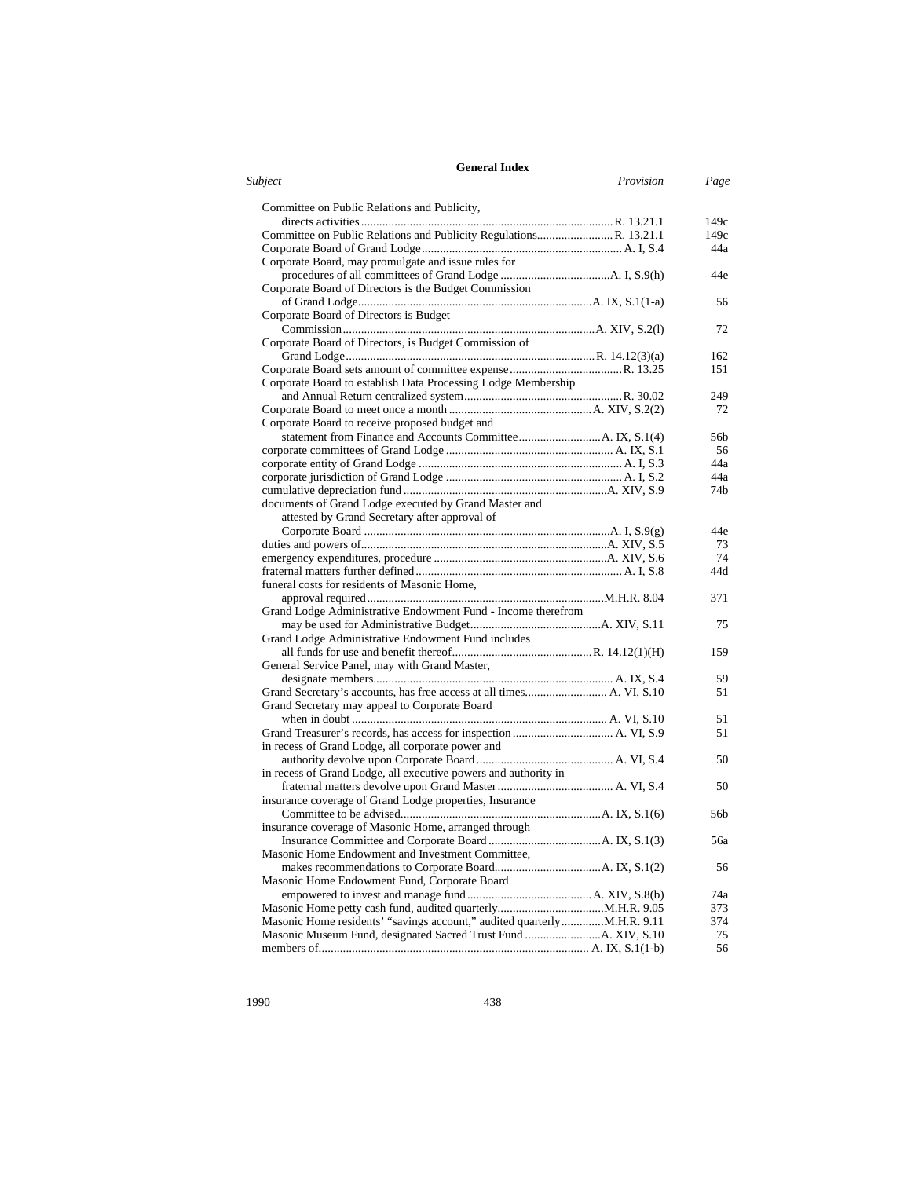## General Index

| Subject | Provision | Page |
|---|---|---|
| Committee on Public Relations and Publicity, directs activities | R. 13.21.1 | 149c |
| Committee on Public Relations and Publicity Regulations | R. 13.21.1 | 149c |
| Corporate Board of Grand Lodge | A. I, S.4 | 44a |
| Corporate Board, may promulgate and issue rules for procedures of all committees of Grand Lodge | A. I, S.9(h) | 44e |
| Corporate Board of Directors is the Budget Commission of Grand Lodge | A. IX, S.1(1-a) | 56 |
| Corporate Board of Directors is Budget Commission | A. XIV, S.2(l) | 72 |
| Corporate Board of Directors, is Budget Commission of Grand Lodge | R. 14.12(3)(a) | 162 |
| Corporate Board sets amount of committee expense | R. 13.25 | 151 |
| Corporate Board to establish Data Processing Lodge Membership and Annual Return centralized system | R. 30.02 | 249 |
| Corporate Board to meet once a month | A. XIV, S.2(2) | 72 |
| Corporate Board to receive proposed budget and statement from Finance and Accounts Committee | A. IX, S.1(4) | 56b |
| corporate committees of Grand Lodge | A. IX, S.1 | 56 |
| corporate entity of Grand Lodge | A. I, S.3 | 44a |
| corporate jurisdiction of Grand Lodge | A. I, S.2 | 44a |
| cumulative depreciation fund | A. XIV, S.9 | 74b |
| documents of Grand Lodge executed by Grand Master and attested by Grand Secretary after approval of Corporate Board | A. I, S.9(g) | 44e |
| duties and powers of | A. XIV, S.5 | 73 |
| emergency expenditures, procedure | A. XIV, S.6 | 74 |
| fraternal matters further defined | A. I, S.8 | 44d |
| funeral costs for residents of Masonic Home, approval required | M.H.R. 8.04 | 371 |
| Grand Lodge Administrative Endowment Fund - Income therefrom may be used for Administrative Budget | A. XIV, S.11 | 75 |
| Grand Lodge Administrative Endowment Fund includes all funds for use and benefit thereof | R. 14.12(1)(H) | 159 |
| General Service Panel, may with Grand Master, designate members | A. IX, S.4 | 59 |
| Grand Secretary's accounts, has free access at all times | A. VI, S.10 | 51 |
| Grand Secretary may appeal to Corporate Board when in doubt | A. VI, S.10 | 51 |
| Grand Treasurer's records, has access for inspection | A. VI, S.9 | 51 |
| in recess of Grand Lodge, all corporate power and authority devolve upon Corporate Board | A. VI, S.4 | 50 |
| in recess of Grand Lodge, all executive powers and authority in fraternal matters devolve upon Grand Master | A. VI, S.4 | 50 |
| insurance coverage of Grand Lodge properties, Insurance Committee to be advised | A. IX, S.1(6) | 56b |
| insurance coverage of Masonic Home, arranged through Insurance Committee and Corporate Board | A. IX, S.1(3) | 56a |
| Masonic Home Endowment and Investment Committee, makes recommendations to Corporate Board | A. IX, S.1(2) | 56 |
| Masonic Home Endowment Fund, Corporate Board empowered to invest and manage fund | A. XIV, S.8(b) | 74a |
| Masonic Home petty cash fund, audited quarterly | M.H.R. 9.05 | 373 |
| Masonic Home residents' "savings account," audited quarterly | M.H.R. 9.11 | 374 |
| Masonic Museum Fund, designated Sacred Trust Fund | A. XIV, S.10 | 75 |
| members of | A. IX, S.1(1-b) | 56 |

1990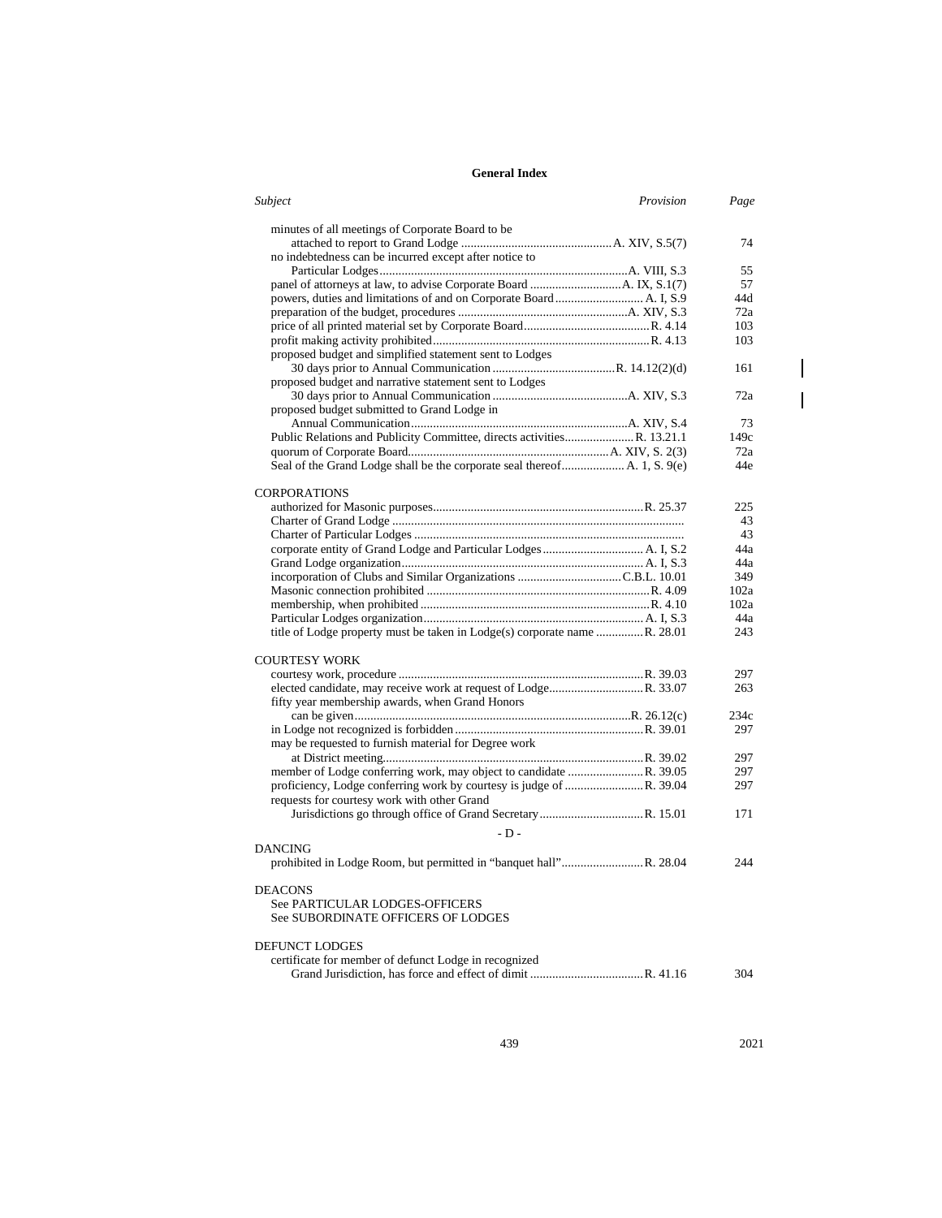# General Index

| *Subject* | *Provision* | *Page* |
|---|---|---|
| minutes of all meetings of Corporate Board to be attached to report to Grand Lodge | A. XIV, S.5(7) | 74 |
| no indebtedness can be incurred except after notice to Particular Lodges | A. VIII, S.3 | 55 |
| panel of attorneys at law, to advise Corporate Board | A. IX, S.1(7) | 57 |
| powers, duties and limitations of and on Corporate Board | A. I, S.9 | 44d |
| preparation of the budget, procedures | A. XIV, S.3 | 72a |
| price of all printed material set by Corporate Board | R. 4.14 | 103 |
| profit making activity prohibited | R. 4.13 | 103 |
| proposed budget and simplified statement sent to Lodges 30 days prior to Annual Communication | R. 14.12(2)(d) | 161 |
| proposed budget and narrative statement sent to Lodges 30 days prior to Annual Communication | A. XIV, S.3 | 72a |
| proposed budget submitted to Grand Lodge in Annual Communication | A. XIV, S.4 | 73 |
| Public Relations and Publicity Committee, directs activities | R. 13.21.1 | 149c |
| quorum of Corporate Board | A. XIV, S. 2(3) | 72a |
| Seal of the Grand Lodge shall be the corporate seal thereof | A. 1, S. 9(e) | 44e |
| **CORPORATIONS** | | |
| authorized for Masonic purposes | R. 25.37 | 225 |
| Charter of Grand Lodge | | 43 |
| Charter of Particular Lodges | | 43 |
| corporate entity of Grand Lodge and Particular Lodges | A. I, S.2 | 44a |
| Grand Lodge organization | A. I, S.3 | 44a |
| incorporation of Clubs and Similar Organizations | C.B.L. 10.01 | 349 |
| Masonic connection prohibited | R. 4.09 | 102a |
| membership, when prohibited | R. 4.10 | 102a |
| Particular Lodges organization | A. I, S.3 | 44a |
| title of Lodge property must be taken in Lodge(s) corporate name | R. 28.01 | 243 |
| **COURTESY WORK** | | |
| courtesy work, procedure | R. 39.03 | 297 |
| elected candidate, may receive work at request of Lodge | R. 33.07 | 263 |
| fifty year membership awards, when Grand Honors can be given | R. 26.12(c) | 234c |
| in Lodge not recognized is forbidden | R. 39.01 | 297 |
| may be requested to furnish material for Degree work at District meeting | R. 39.02 | 297 |
| member of Lodge conferring work, may object to candidate | R. 39.05 | 297 |
| proficiency, Lodge conferring work by courtesy is judge of | R. 39.04 | 297 |
| requests for courtesy work with other Grand Jurisdictions go through office of Grand Secretary | R. 15.01 | 171 |

## - D -

| *Subject* | *Provision* | *Page* |
|---|---|---|
| **DANCING** | | |
| prohibited in Lodge Room, but permitted in "banquet hall" | R. 28.04 | 244 |
| **DEACONS** | | |
| See PARTICULAR LODGES-OFFICERS | | |
| See SUBORDINATE OFFICERS OF LODGES | | |
| **DEFUNCT LODGES** | | |
| certificate for member of defunct Lodge in recognized Grand Jurisdiction, has force and effect of dimit | R. 41.16 | 304 |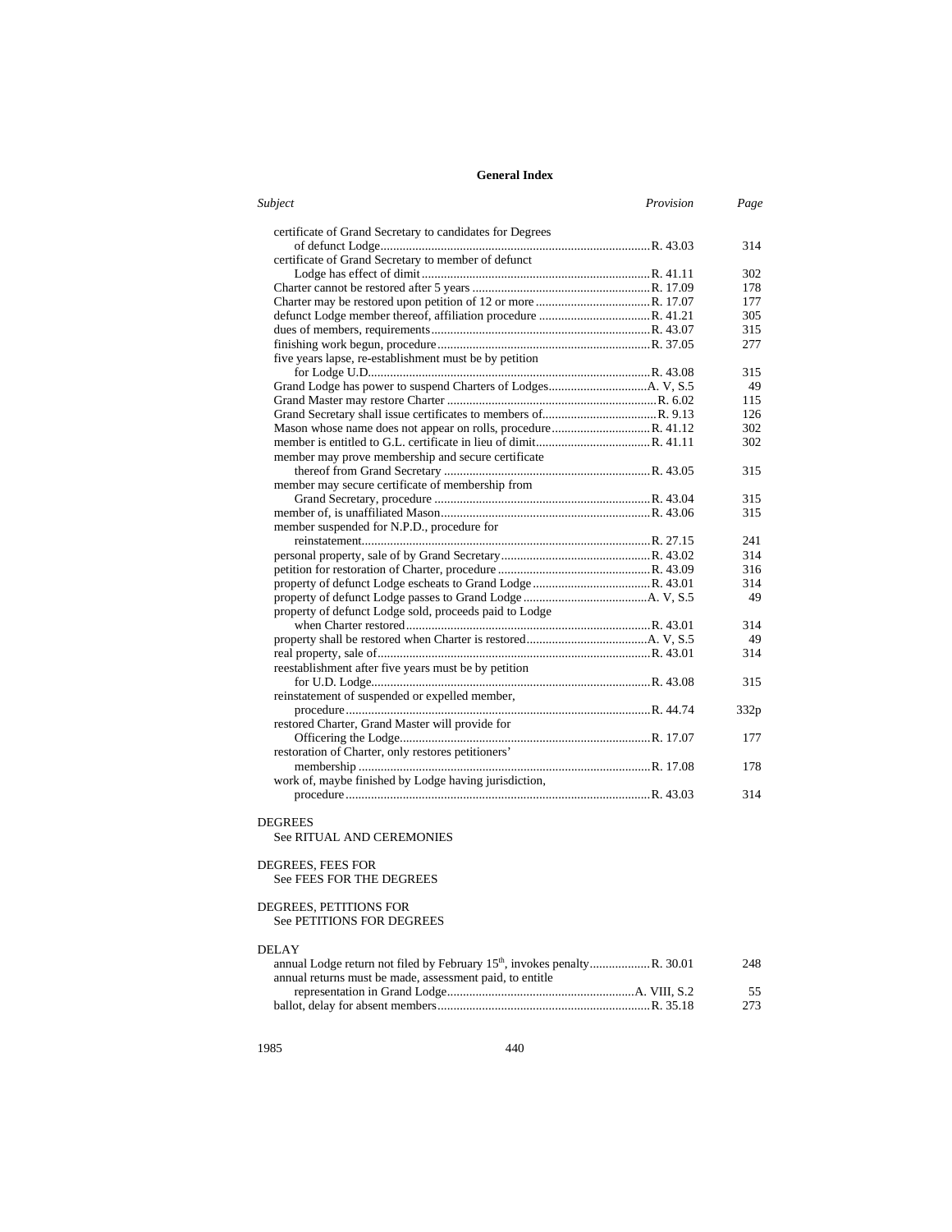# General Index

| *Subject* | *Provision* | *Page* |
|---|---|---|
| certificate of Grand Secretary to candidates for Degrees of defunct Lodge | R. 43.03 | 314 |
| certificate of Grand Secretary to member of defunct Lodge has effect of dimit | R. 41.11 | 302 |
| Charter cannot be restored after 5 years | R. 17.09 | 178 |
| Charter may be restored upon petition of 12 or more | R. 17.07 | 177 |
| defunct Lodge member thereof, affiliation procedure | R. 41.21 | 305 |
| dues of members, requirements | R. 43.07 | 315 |
| finishing work begun, procedure | R. 37.05 | 277 |
| five years lapse, re-establishment must be by petition for Lodge U.D. | R. 43.08 | 315 |
| Grand Lodge has power to suspend Charters of Lodges | A. V, S.5 | 49 |
| Grand Master may restore Charter | R. 6.02 | 115 |
| Grand Secretary shall issue certificates to members of | R. 9.13 | 126 |
| Mason whose name does not appear on rolls, procedure | R. 41.12 | 302 |
| member is entitled to G.L. certificate in lieu of dimit | R. 41.11 | 302 |
| member may prove membership and secure certificate thereof from Grand Secretary | R. 43.05 | 315 |
| member may secure certificate of membership from Grand Secretary, procedure | R. 43.04 | 315 |
| member of, is unaffiliated Mason | R. 43.06 | 315 |
| member suspended for N.P.D., procedure for reinstatement | R. 27.15 | 241 |
| personal property, sale of by Grand Secretary | R. 43.02 | 314 |
| petition for restoration of Charter, procedure | R. 43.09 | 316 |
| property of defunct Lodge escheats to Grand Lodge | R. 43.01 | 314 |
| property of defunct Lodge passes to Grand Lodge | A. V, S.5 | 49 |
| property of defunct Lodge sold, proceeds paid to Lodge when Charter restored | R. 43.01 | 314 |
| property shall be restored when Charter is restored | A. V, S.5 | 49 |
| real property, sale of | R. 43.01 | 314 |
| reestablishment after five years must be by petition for U.D. Lodge | R. 43.08 | 315 |
| reinstatement of suspended or expelled member, procedure | R. 44.74 | 332p |
| restored Charter, Grand Master will provide for Officering the Lodge | R. 17.07 | 177 |
| restoration of Charter, only restores petitioners' membership | R. 17.08 | 178 |
| work of, maybe finished by Lodge having jurisdiction, procedure | R. 43.03 | 314 |

DEGREES
See RITUAL AND CEREMONIES

DEGREES, FEES FOR
See FEES FOR THE DEGREES

DEGREES, PETITIONS FOR
See PETITIONS FOR DEGREES

DELAY

| *Subject* | *Provision* | *Page* |
|---|---|---|
| annual Lodge return not filed by February 15th, invokes penalty | R. 30.01 | 248 |
| annual returns must be made, assessment paid, to entitle representation in Grand Lodge | A. VIII, S.2 | 55 |
| ballot, delay for absent members | R. 35.18 | 273 |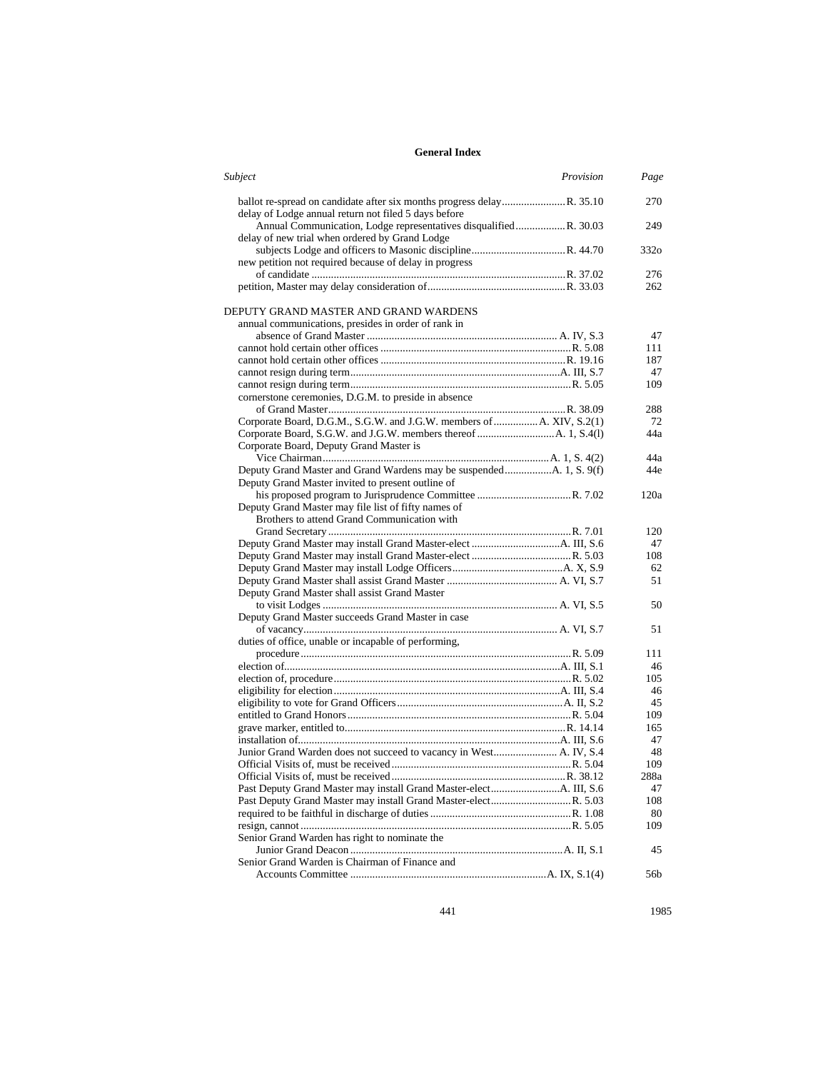## General Index

| *Subject* | *Provision* | *Page* |
|---|---|---|
| ballot re-spread on candidate after six months progress delay | R. 35.10 | 270 |
| delay of Lodge annual return not filed 5 days before Annual Communication, Lodge representatives disqualified | R. 30.03 | 249 |
| delay of new trial when ordered by Grand Lodge subjects Lodge and officers to Masonic discipline | R. 44.70 | 332o |
| new petition not required because of delay in progress of candidate | R. 37.02 | 276 |
| petition, Master may delay consideration of | R. 33.03 | 262 |
| | | |
| DEPUTY GRAND MASTER AND GRAND WARDENS | | |
| annual communications, presides in order of rank in absence of Grand Master | A. IV, S.3 | 47 |
| cannot hold certain other offices | R. 5.08 | 111 |
| cannot hold certain other offices | R. 19.16 | 187 |
| cannot resign during term | A. III, S.7 | 47 |
| cannot resign during term | R. 5.05 | 109 |
| cornerstone ceremonies, D.G.M. to preside in absence of Grand Master | R. 38.09 | 288 |
| Corporate Board, D.G.M., S.G.W. and J.G.W. members of | A. XIV, S.2(1) | 72 |
| Corporate Board, S.G.W. and J.G.W. members thereof | A. 1, S.4(l) | 44a |
| Corporate Board, Deputy Grand Master is Vice Chairman | A. 1, S. 4(2) | 44a |
| Deputy Grand Master and Grand Wardens may be suspended | A. 1, S. 9(f) | 44e |
| Deputy Grand Master invited to present outline of his proposed program to Jurisprudence Committee | R. 7.02 | 120a |
| Deputy Grand Master may file list of fifty names of Brothers to attend Grand Communication with Grand Secretary | R. 7.01 | 120 |
| Deputy Grand Master may install Grand Master-elect | A. III, S.6 | 47 |
| Deputy Grand Master may install Grand Master-elect | R. 5.03 | 108 |
| Deputy Grand Master may install Lodge Officers | A. X, S.9 | 62 |
| Deputy Grand Master shall assist Grand Master | A. VI, S.7 | 51 |
| Deputy Grand Master shall assist Grand Master to visit Lodges | A. VI, S.5 | 50 |
| Deputy Grand Master succeeds Grand Master in case of vacancy | A. VI, S.7 | 51 |
| duties of office, unable or incapable of performing, procedure | R. 5.09 | 111 |
| election of | A. III, S.1 | 46 |
| election of, procedure | R. 5.02 | 105 |
| eligibility for election | A. III, S.4 | 46 |
| eligibility to vote for Grand Officers | A. II, S.2 | 45 |
| entitled to Grand Honors | R. 5.04 | 109 |
| grave marker, entitled to | R. 14.14 | 165 |
| installation of | A. III, S.6 | 47 |
| Junior Grand Warden does not succeed to vacancy in West | A. IV, S.4 | 48 |
| Official Visits of, must be received | R. 5.04 | 109 |
| Official Visits of, must be received | R. 38.12 | 288a |
| Past Deputy Grand Master may install Grand Master-elect | A. III, S.6 | 47 |
| Past Deputy Grand Master may install Grand Master-elect | R. 5.03 | 108 |
| required to be faithful in discharge of duties | R. 1.08 | 80 |
| resign, cannot | R. 5.05 | 109 |
| Senior Grand Warden has right to nominate the Junior Grand Deacon | A. II, S.1 | 45 |
| Senior Grand Warden is Chairman of Finance and Accounts Committee | A. IX, S.1(4) | 56b |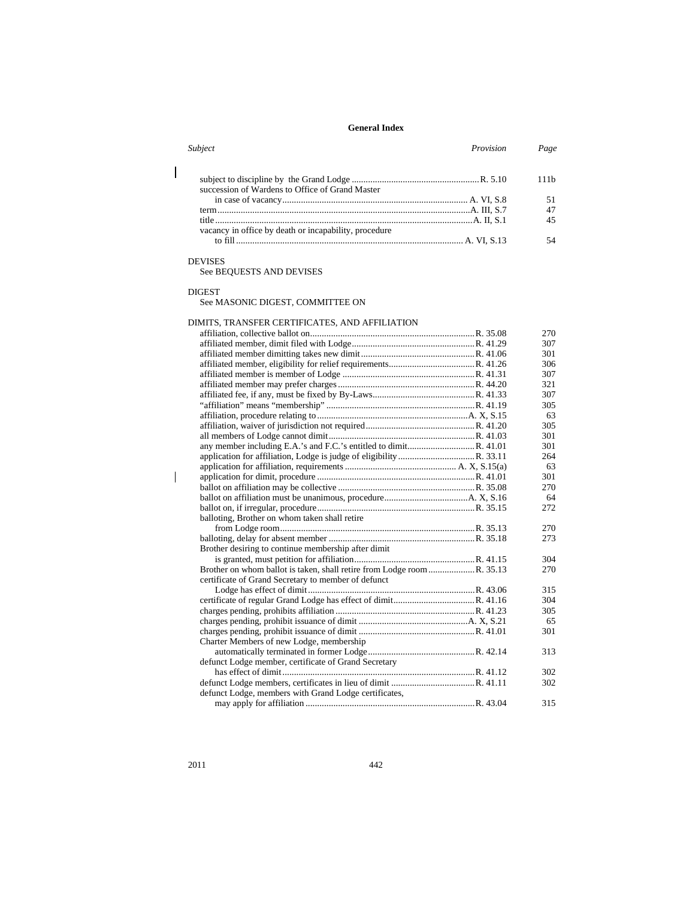## General Index

| *Subject* | *Provision* | *Page* |
|---|---|---|
| subject to discipline by the Grand Lodge | R. 5.10 | 111b |
| succession of Wardens to Office of Grand Master in case of vacancy | A. VI, S.8 | 51 |
| term | A. III, S.7 | 47 |
| title | A. II, S.1 | 45 |
| vacancy in office by death or incapability, procedure to fill | A. VI, S.13 | 54 |

DEVISES
See BEQUESTS AND DEVISES

DIGEST
See MASONIC DIGEST, COMMITTEE ON

DIMITS, TRANSFER CERTIFICATES, AND AFFILIATION

| *Subject* | *Provision* | *Page* |
|---|---|---|
| affiliation, collective ballot on | R. 35.08 | 270 |
| affiliated member, dimit filed with Lodge | R. 41.29 | 307 |
| affiliated member dimitting takes new dimit | R. 41.06 | 301 |
| affiliated member, eligibility for relief requirements | R. 41.26 | 306 |
| affiliated member is member of Lodge | R. 41.31 | 307 |
| affiliated member may prefer charges | R. 44.20 | 321 |
| affiliated fee, if any, must be fixed by By-Laws | R. 41.33 | 307 |
| "affiliation" means "membership" | R. 41.19 | 305 |
| affiliation, procedure relating to | A. X, S.15 | 63 |
| affiliation, waiver of jurisdiction not required | R. 41.20 | 305 |
| all members of Lodge cannot dimit | R. 41.03 | 301 |
| any member including E.A.'s and F.C.'s entitled to dimit | R. 41.01 | 301 |
| application for affiliation, Lodge is judge of eligibility | R. 33.11 | 264 |
| application for affiliation, requirements | A. X, S.15(a) | 63 |
| application for dimit, procedure | R. 41.01 | 301 |
| ballot on affiliation may be collective | R. 35.08 | 270 |
| ballot on affiliation must be unanimous, procedure | A. X, S.16 | 64 |
| ballot on, if irregular, procedure | R. 35.15 | 272 |
| balloting, Brother on whom taken shall retire from Lodge room | R. 35.13 | 270 |
| balloting, delay for absent member | R. 35.18 | 273 |
| Brother desiring to continue membership after dimit is granted, must petition for affiliation | R. 41.15 | 304 |
| Brother on whom ballot is taken, shall retire from Lodge room | R. 35.13 | 270 |
| certificate of Grand Secretary to member of defunct Lodge has effect of dimit | R. 43.06 | 315 |
| certificate of regular Grand Lodge has effect of dimit | R. 41.16 | 304 |
| charges pending, prohibits affiliation | R. 41.23 | 305 |
| charges pending, prohibit issuance of dimit | A. X, S.21 | 65 |
| charges pending, prohibit issuance of dimit | R. 41.01 | 301 |
| Charter Members of new Lodge, membership automatically terminated in former Lodge | R. 42.14 | 313 |
| defunct Lodge member, certificate of Grand Secretary has effect of dimit | R. 41.12 | 302 |
| defunct Lodge members, certificates in lieu of dimit | R. 41.11 | 302 |
| defunct Lodge, members with Grand Lodge certificates, may apply for affiliation | R. 43.04 | 315 |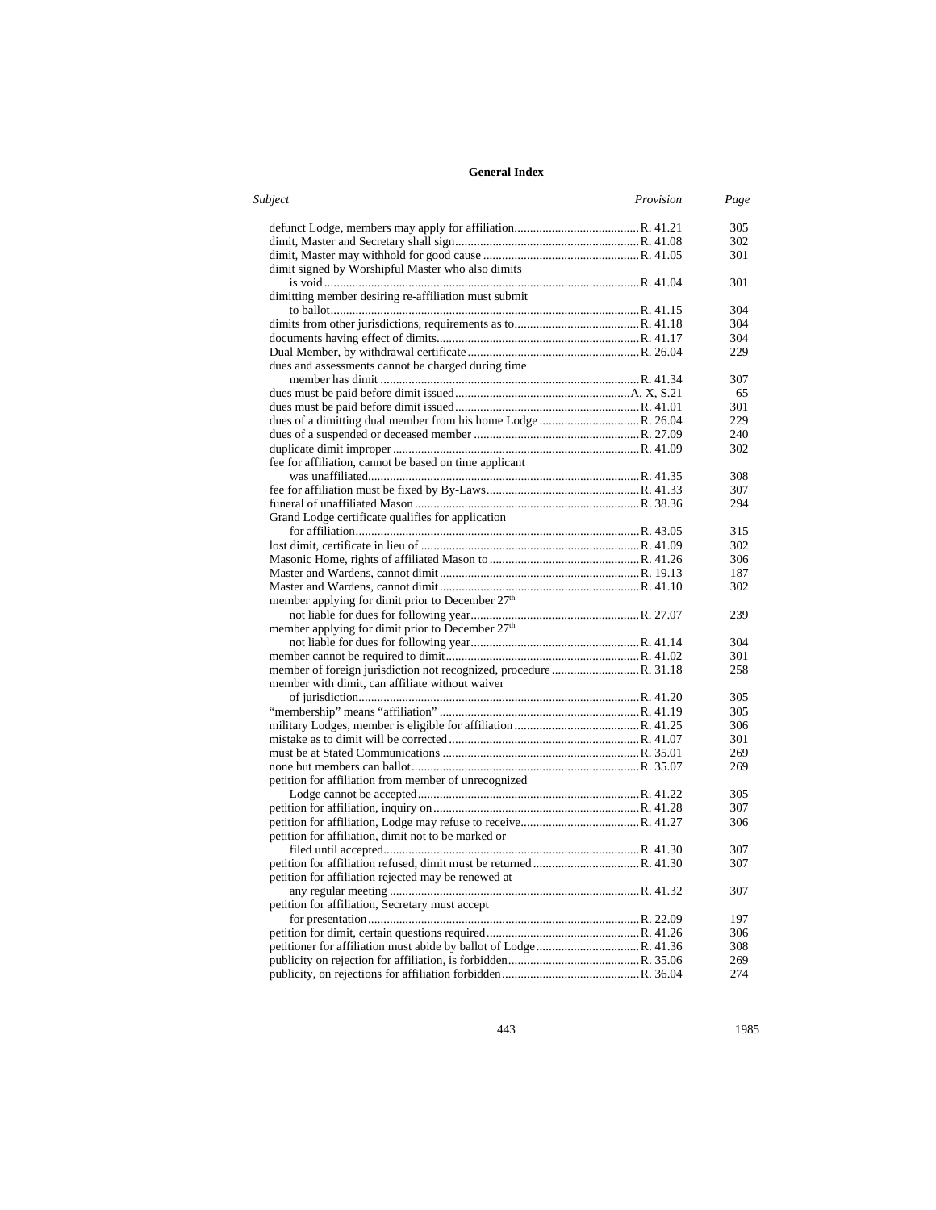## General Index

| Subject | Provision | Page |
|---|---|---|
| defunct Lodge, members may apply for affiliation | R. 41.21 | 305 |
| dimit, Master and Secretary shall sign | R. 41.08 | 302 |
| dimit, Master may withhold for good cause | R. 41.05 | 301 |
| dimit signed by Worshipful Master who also dimits is void | R. 41.04 | 301 |
| dimitting member desiring re-affiliation must submit to ballot | R. 41.15 | 304 |
| dimits from other jurisdictions, requirements as to | R. 41.18 | 304 |
| documents having effect of dimits | R. 41.17 | 304 |
| Dual Member, by withdrawal certificate | R. 26.04 | 229 |
| dues and assessments cannot be charged during time member has dimit | R. 41.34 | 307 |
| dues must be paid before dimit issued | A. X, S.21 | 65 |
| dues must be paid before dimit issued | R. 41.01 | 301 |
| dues of a dimitting dual member from his home Lodge | R. 26.04 | 229 |
| dues of a suspended or deceased member | R. 27.09 | 240 |
| duplicate dimit improper | R. 41.09 | 302 |
| fee for affiliation, cannot be based on time applicant was unaffiliated | R. 41.35 | 308 |
| fee for affiliation must be fixed by By-Laws | R. 41.33 | 307 |
| funeral of unaffiliated Mason | R. 38.36 | 294 |
| Grand Lodge certificate qualifies for application for affiliation | R. 43.05 | 315 |
| lost dimit, certificate in lieu of | R. 41.09 | 302 |
| Masonic Home, rights of affiliated Mason to | R. 41.26 | 306 |
| Master and Wardens, cannot dimit | R. 19.13 | 187 |
| Master and Wardens, cannot dimit | R. 41.10 | 302 |
| member applying for dimit prior to December 27th not liable for dues for following year | R. 27.07 | 239 |
| member applying for dimit prior to December 27th not liable for dues for following year | R. 41.14 | 304 |
| member cannot be required to dimit | R. 41.02 | 301 |
| member of foreign jurisdiction not recognized, procedure | R. 31.18 | 258 |
| member with dimit, can affiliate without waiver of jurisdiction | R. 41.20 | 305 |
| "membership" means "affiliation" | R. 41.19 | 305 |
| military Lodges, member is eligible for affiliation | R. 41.25 | 306 |
| mistake as to dimit will be corrected | R. 41.07 | 301 |
| must be at Stated Communications | R. 35.01 | 269 |
| none but members can ballot | R. 35.07 | 269 |
| petition for affiliation from member of unrecognized Lodge cannot be accepted | R. 41.22 | 305 |
| petition for affiliation, inquiry on | R. 41.28 | 307 |
| petition for affiliation, Lodge may refuse to receive | R. 41.27 | 306 |
| petition for affiliation, dimit not to be marked or filed until accepted | R. 41.30 | 307 |
| petition for affiliation refused, dimit must be returned | R. 41.30 | 307 |
| petition for affiliation rejected may be renewed at any regular meeting | R. 41.32 | 307 |
| petition for affiliation, Secretary must accept for presentation | R. 22.09 | 197 |
| petition for dimit, certain questions required | R. 41.26 | 306 |
| petitioner for affiliation must abide by ballot of Lodge | R. 41.36 | 308 |
| publicity on rejection for affiliation, is forbidden | R. 35.06 | 269 |
| publicity, on rejections for affiliation forbidden | R. 36.04 | 274 |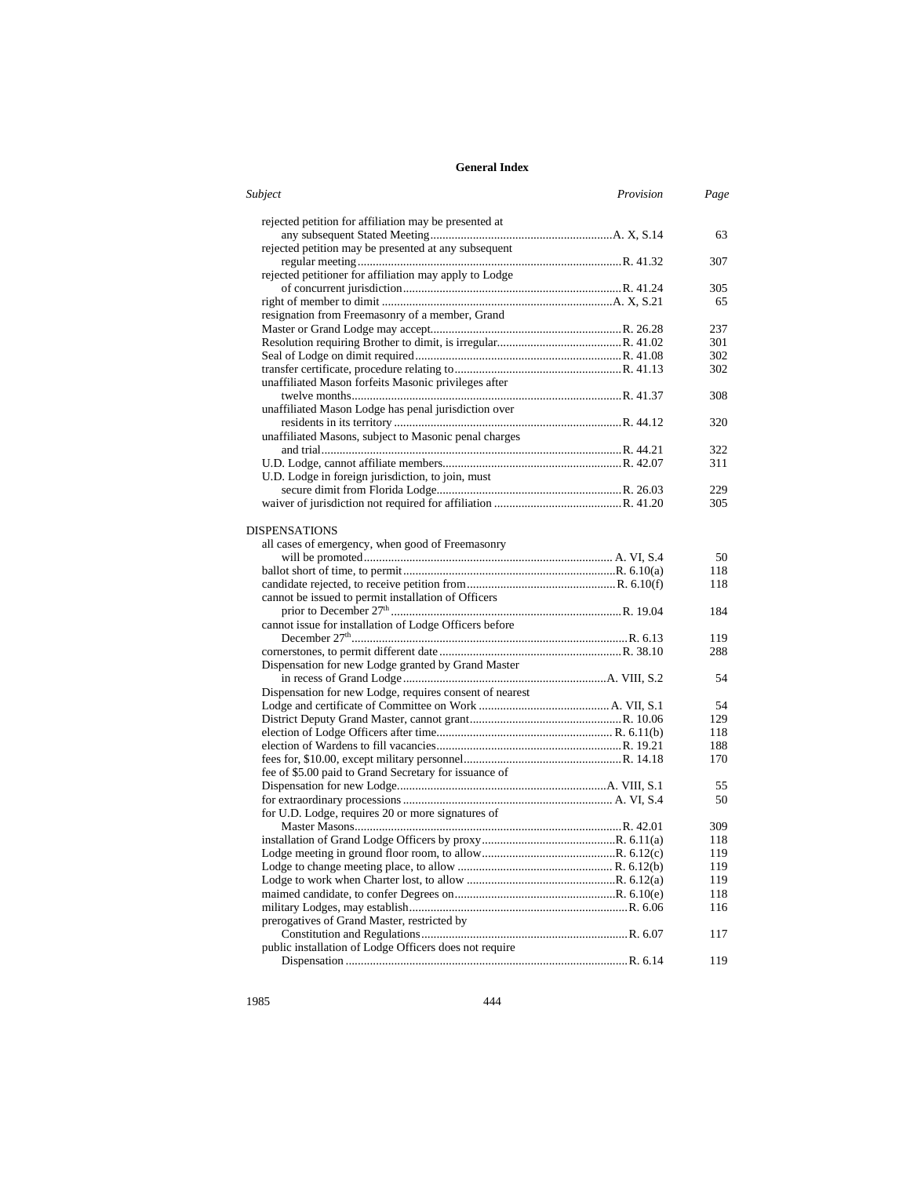**General Index**

| *Subject* | *Provision* | *Page* |
|---|---|---|
| rejected petition for affiliation may be presented at any subsequent Stated Meeting | A. X, S.14 | 63 |
| rejected petition may be presented at any subsequent regular meeting | R. 41.32 | 307 |
| rejected petitioner for affiliation may apply to Lodge of concurrent jurisdiction | R. 41.24 | 305 |
| right of member to dimit | A. X, S.21 | 65 |
| resignation from Freemasonry of a member, Grand Master or Grand Lodge may accept | R. 26.28 | 237 |
| Resolution requiring Brother to dimit, is irregular | R. 41.02 | 301 |
| Seal of Lodge on dimit required | R. 41.08 | 302 |
| transfer certificate, procedure relating to | R. 41.13 | 302 |
| unaffiliated Mason forfeits Masonic privileges after twelve months | R. 41.37 | 308 |
| unaffiliated Mason Lodge has penal jurisdiction over residents in its territory | R. 44.12 | 320 |
| unaffiliated Masons, subject to Masonic penal charges and trial | R. 44.21 | 322 |
| U.D. Lodge, cannot affiliate members | R. 42.07 | 311 |
| U.D. Lodge in foreign jurisdiction, to join, must secure dimit from Florida Lodge | R. 26.03 | 229 |
| waiver of jurisdiction not required for affiliation | R. 41.20 | 305 |
| | | |
| DISPENSATIONS | | |
| all cases of emergency, when good of Freemasonry will be promoted | A. VI, S.4 | 50 |
| ballot short of time, to permit | R. 6.10(a) | 118 |
| candidate rejected, to receive petition from | R. 6.10(f) | 118 |
| cannot be issued to permit installation of Officers prior to December 27th | R. 19.04 | 184 |
| cannot issue for installation of Lodge Officers before December 27th | R. 6.13 | 119 |
| cornerstones, to permit different date | R. 38.10 | 288 |
| Dispensation for new Lodge granted by Grand Master in recess of Grand Lodge | A. VIII, S.2 | 54 |
| Dispensation for new Lodge, requires consent of nearest Lodge and certificate of Committee on Work | A. VII, S.1 | 54 |
| District Deputy Grand Master, cannot grant | R. 10.06 | 129 |
| election of Lodge Officers after time | R. 6.11(b) | 118 |
| election of Wardens to fill vacancies | R. 19.21 | 188 |
| fees for, $10.00, except military personnel | R. 14.18 | 170 |
| fee of $5.00 paid to Grand Secretary for issuance of Dispensation for new Lodge | A. VIII, S.1 | 55 |
| for extraordinary processions | A. VI, S.4 | 50 |
| for U.D. Lodge, requires 20 or more signatures of Master Masons | R. 42.01 | 309 |
| installation of Grand Lodge Officers by proxy | R. 6.11(a) | 118 |
| Lodge meeting in ground floor room, to allow | R. 6.12(c) | 119 |
| Lodge to change meeting place, to allow | R. 6.12(b) | 119 |
| Lodge to work when Charter lost, to allow | R. 6.12(a) | 119 |
| maimed candidate, to confer Degrees on | R. 6.10(e) | 118 |
| military Lodges, may establish | R. 6.06 | 116 |
| prerogatives of Grand Master, restricted by Constitution and Regulations | R. 6.07 | 117 |
| public installation of Lodge Officers does not require Dispensation | R. 6.14 | 119 |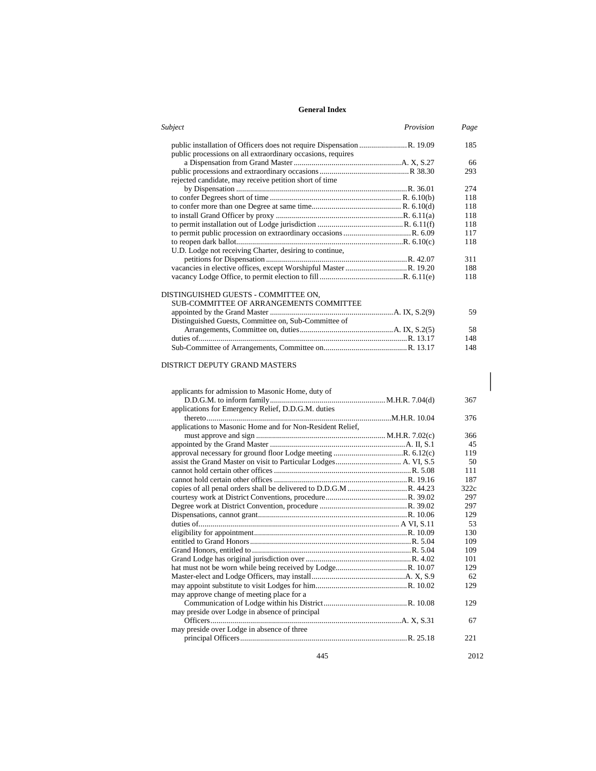**General Index**

| *Subject* | *Provision* | *Page* |
|---|---|---|
| public installation of Officers does not require Dispensation | R. 19.09 | 185 |
| public processions on all extraordinary occasions, requires a Dispensation from Grand Master | A. X, S.27 | 66 |
| public processions and extraordinary occasions | R 38.30 | 293 |
| rejected candidate, may receive petition short of time by Dispensation | R. 36.01 | 274 |
| to confer Degrees short of time | R. 6.10(b) | 118 |
| to confer more than one Degree at same time | R. 6.10(d) | 118 |
| to install Grand Officer by proxy | R. 6.11(a) | 118 |
| to permit installation out of Lodge jurisdiction | R. 6.11(f) | 118 |
| to permit public procession on extraordinary occasions | R. 6.09 | 117 |
| to reopen dark ballot | R. 6.10(c) | 118 |
| U.D. Lodge not receiving Charter, desiring to continue, petitions for Dispensation | R. 42.07 | 311 |
| vacancies in elective offices, except Worshipful Master | R. 19.20 | 188 |
| vacancy Lodge Office, to permit election to fill | R. 6.11(e) | 118 |

DISTINGUISHED GUESTS - COMMITTEE ON, SUB-COMMITTEE OF ARRANGEMENTS COMMITTEE

| *Subject* | *Provision* | *Page* |
|---|---|---|
| appointed by the Grand Master | A. IX, S.2(9) | 59 |
| Distinguished Guests, Committee on, Sub-Committee of Arrangements, Committee on, duties | A. IX, S.2(5) | 58 |
| duties of | R. 13.17 | 148 |
| Sub-Committee of Arrangements, Committee on | R. 13.17 | 148 |

DISTRICT DEPUTY GRAND MASTERS

| *Subject* | *Provision* | *Page* |
|---|---|---|
| applicants for admission to Masonic Home, duty of D.D.G.M. to inform family | M.H.R. 7.04(d) | 367 |
| applications for Emergency Relief, D.D.G.M. duties thereto | M.H.R. 10.04 | 376 |
| applications to Masonic Home and for Non-Resident Relief, must approve and sign | M.H.R. 7.02(c) | 366 |
| appointed by the Grand Master | A. II, S.1 | 45 |
| approval necessary for ground floor Lodge meeting | R. 6.12(c) | 119 |
| assist the Grand Master on visit to Particular Lodges | A. VI, S.5 | 50 |
| cannot hold certain other offices | R. 5.08 | 111 |
| cannot hold certain other offices | R. 19.16 | 187 |
| copies of all penal orders shall be delivered to D.D.G.M | R. 44.23 | 322c |
| courtesy work at District Conventions, procedure | R. 39.02 | 297 |
| Degree work at District Convention, procedure | R. 39.02 | 297 |
| Dispensations, cannot grant | R. 10.06 | 129 |
| duties of | A VI, S.11 | 53 |
| eligibility for appointment | R. 10.09 | 130 |
| entitled to Grand Honors | R. 5.04 | 109 |
| Grand Honors, entitled to | R. 5.04 | 109 |
| Grand Lodge has original jurisdiction over | R. 4.02 | 101 |
| hat must not be worn while being received by Lodge | R. 10.07 | 129 |
| Master-elect and Lodge Officers, may install | A. X, S.9 | 62 |
| may appoint substitute to visit Lodges for him | R. 10.02 | 129 |
| may approve change of meeting place for a Communication of Lodge within his District | R. 10.08 | 129 |
| may preside over Lodge in absence of principal Officers | A. X, S.31 | 67 |
| may preside over Lodge in absence of three principal Officers | R. 25.18 | 221 |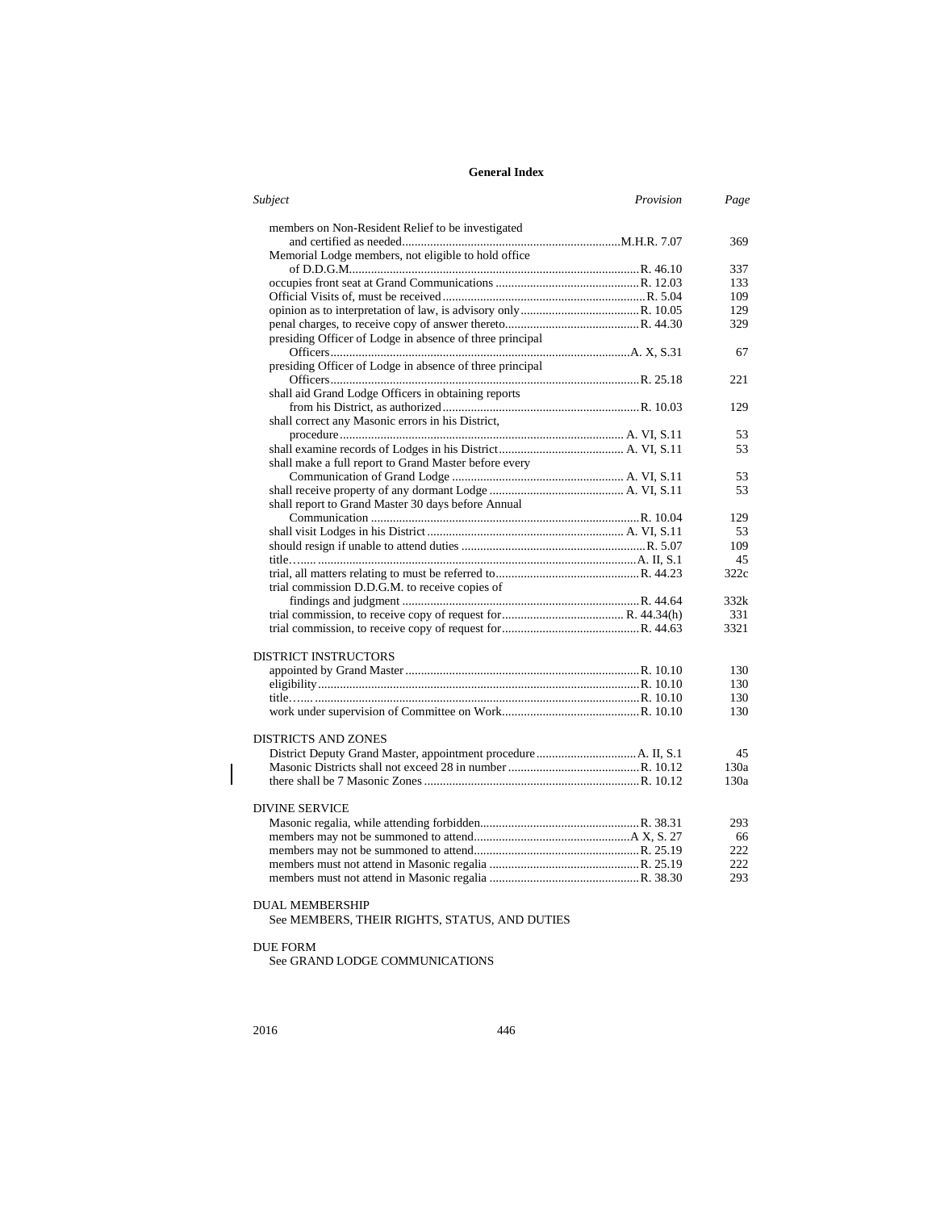## General Index

| *Subject* | *Provision* | *Page* |
|---|---|---|
| members on Non-Resident Relief to be investigated and certified as needed | M.H.R. 7.07 | 369 |
| Memorial Lodge members, not eligible to hold office of D.D.G.M. | R. 46.10 | 337 |
| occupies front seat at Grand Communications | R. 12.03 | 133 |
| Official Visits of, must be received | R. 5.04 | 109 |
| opinion as to interpretation of law, is advisory only | R. 10.05 | 129 |
| penal charges, to receive copy of answer thereto | R. 44.30 | 329 |
| presiding Officer of Lodge in absence of three principal Officers | A. X, S.31 | 67 |
| presiding Officer of Lodge in absence of three principal Officers | R. 25.18 | 221 |
| shall aid Grand Lodge Officers in obtaining reports from his District, as authorized | R. 10.03 | 129 |
| shall correct any Masonic errors in his District, procedure | A. VI, S.11 | 53 |
| shall examine records of Lodges in his District | A. VI, S.11 | 53 |
| shall make a full report to Grand Master before every Communication of Grand Lodge | A. VI, S.11 | 53 |
| shall receive property of any dormant Lodge | A. VI, S.11 | 53 |
| shall report to Grand Master 30 days before Annual Communication | R. 10.04 | 129 |
| shall visit Lodges in his District | A. VI, S.11 | 53 |
| should resign if unable to attend duties | R. 5.07 | 109 |
| title…... | A. II, S.1 | 45 |
| trial, all matters relating to must be referred to | R. 44.23 | 322c |
| trial commission D.D.G.M. to receive copies of findings and judgment | R. 44.64 | 332k |
| trial commission, to receive copy of request for | R. 44.34(h) | 331 |
| trial commission, to receive copy of request for | R. 44.63 | 3321 |
| **DISTRICT INSTRUCTORS** | | |
| appointed by Grand Master | R. 10.10 | 130 |
| eligibility | R. 10.10 | 130 |
| title…... | R. 10.10 | 130 |
| work under supervision of Committee on Work | R. 10.10 | 130 |
| **DISTRICTS AND ZONES** | | |
| District Deputy Grand Master, appointment procedure | A. II, S.1 | 45 |
| Masonic Districts shall not exceed 28 in number | R. 10.12 | 130a |
| there shall be 7 Masonic Zones | R. 10.12 | 130a |
| **DIVINE SERVICE** | | |
| Masonic regalia, while attending forbidden | R. 38.31 | 293 |
| members may not be summoned to attend | A X, S. 27 | 66 |
| members may not be summoned to attend | R. 25.19 | 222 |
| members must not attend in Masonic regalia | R. 25.19 | 222 |
| members must not attend in Masonic regalia | R. 38.30 | 293 |

DUAL MEMBERSHIP
See MEMBERS, THEIR RIGHTS, STATUS, AND DUTIES

DUE FORM
See GRAND LODGE COMMUNICATIONS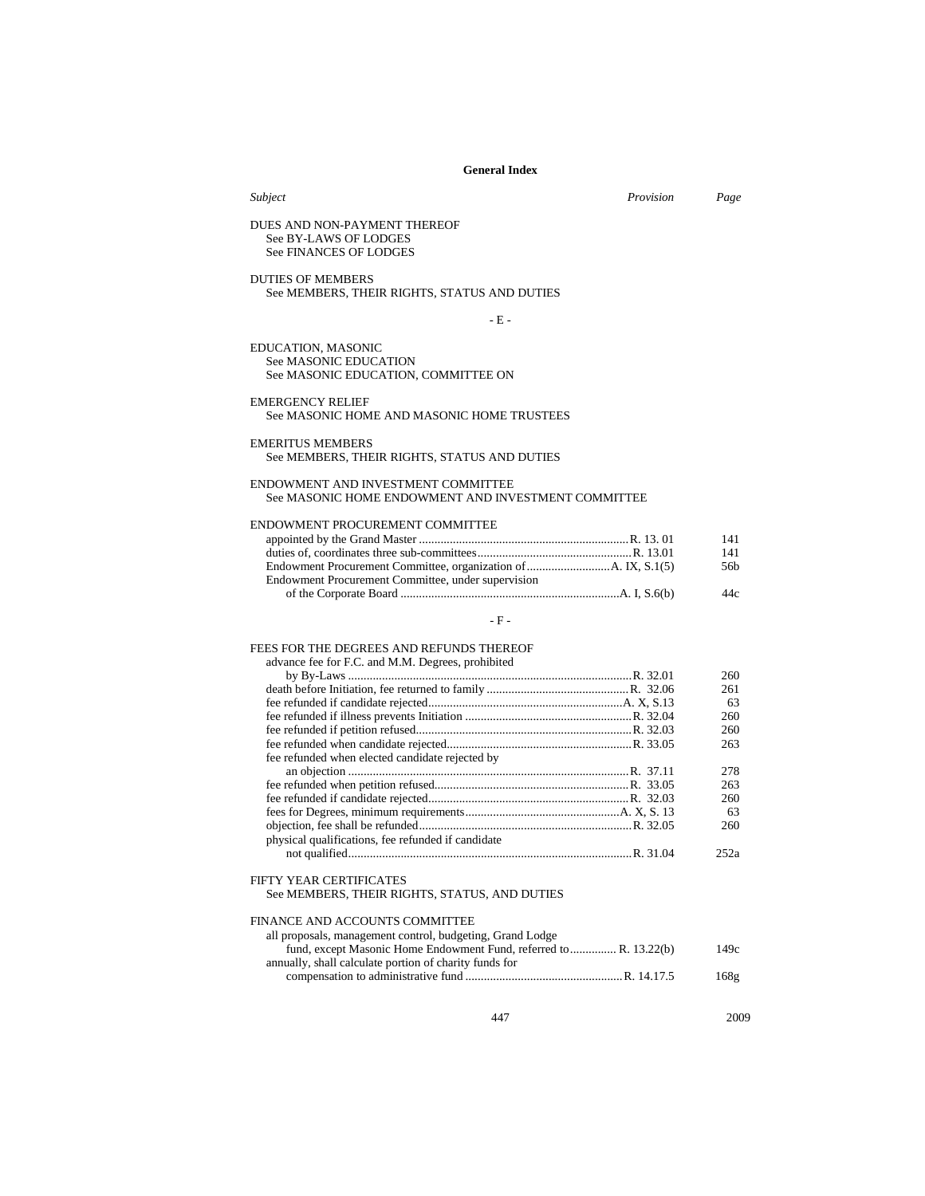## General Index

| *Subject* | *Provision* | *Page* |
|---|---|---|
| DUES AND NON-PAYMENT THEREOF | | |
| See BY-LAWS OF LODGES | | |
| See FINANCES OF LODGES | | |
| DUTIES OF MEMBERS | | |
| See MEMBERS, THEIR RIGHTS, STATUS AND DUTIES | | |
| **- E -** | | |
| EDUCATION, MASONIC | | |
| See MASONIC EDUCATION | | |
| See MASONIC EDUCATION, COMMITTEE ON | | |
| EMERGENCY RELIEF | | |
| See MASONIC HOME AND MASONIC HOME TRUSTEES | | |
| EMERITUS MEMBERS | | |
| See MEMBERS, THEIR RIGHTS, STATUS AND DUTIES | | |
| ENDOWMENT AND INVESTMENT COMMITTEE | | |
| See MASONIC HOME ENDOWMENT AND INVESTMENT COMMITTEE | | |
| ENDOWMENT PROCUREMENT COMMITTEE | | |
| appointed by the Grand Master | R. 13. 01 | 141 |
| duties of, coordinates three sub-committees | R. 13.01 | 141 |
| Endowment Procurement Committee, organization of | A. IX, S.1(5) | 56b |
| Endowment Procurement Committee, under supervision of the Corporate Board | A. I, S.6(b) | 44c |
| **- F -** | | |
| FEES FOR THE DEGREES AND REFUNDS THEREOF | | |
| advance fee for F.C. and M.M. Degrees, prohibited by By-Laws | R. 32.01 | 260 |
| death before Initiation, fee returned to family | R. 32.06 | 261 |
| fee refunded if candidate rejected | A. X, S.13 | 63 |
| fee refunded if illness prevents Initiation | R. 32.04 | 260 |
| fee refunded if petition refused | R. 32.03 | 260 |
| fee refunded when candidate rejected | R. 33.05 | 263 |
| fee refunded when elected candidate rejected by an objection | R. 37.11 | 278 |
| fee refunded when petition refused | R. 33.05 | 263 |
| fee refunded if candidate rejected | R. 32.03 | 260 |
| fees for Degrees, minimum requirements | A. X, S. 13 | 63 |
| objection, fee shall be refunded | R. 32.05 | 260 |
| physical qualifications, fee refunded if candidate not qualified | R. 31.04 | 252a |
| FIFTY YEAR CERTIFICATES | | |
| See MEMBERS, THEIR RIGHTS, STATUS, AND DUTIES | | |
| FINANCE AND ACCOUNTS COMMITTEE | | |
| all proposals, management control, budgeting, Grand Lodge fund, except Masonic Home Endowment Fund, referred to | R. 13.22(b) | 149c |
| annually, shall calculate portion of charity funds for compensation to administrative fund | R. 14.17.5 | 168g |

2009